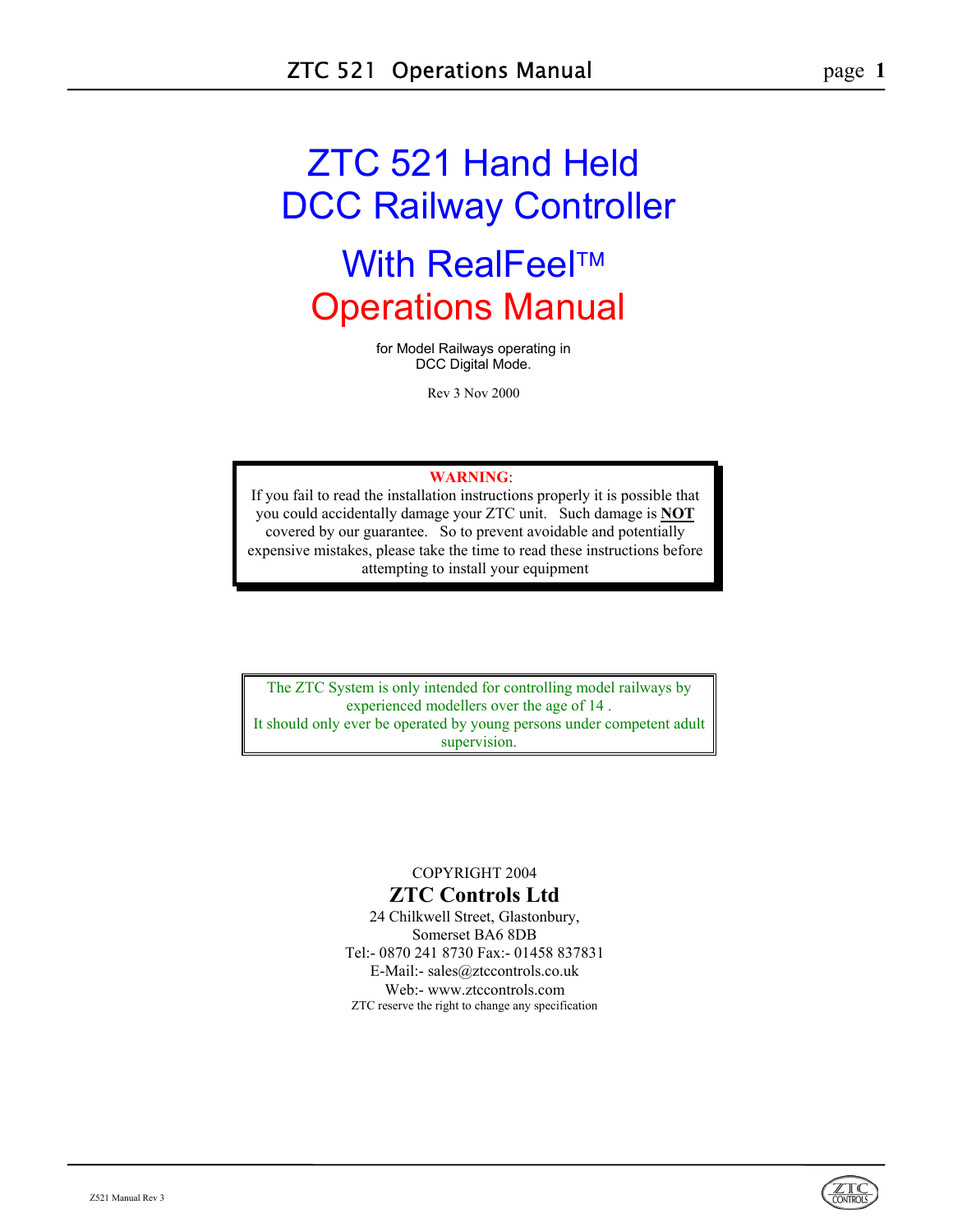# ZTC 521 Hand Held DCC Railway Controller

# With RealFeel™ Operations Manual

for Model Railways operating in DCC Digital Mode.

Rev 3 Nov 2000

> **WARNING**:
> If you fail to read the installation instructions properly it is possible that you could accidentally damage your ZTC unit. Such damage is **NOT** covered by our guarantee. So to prevent avoidable and potentially expensive mistakes, please take the time to read these instructions before attempting to install your equipment

> The ZTC System is only intended for controlling model railways by experienced modellers over the age of 14 .
> It should only ever be operated by young persons under competent adult supervision.

COPYRIGHT 2004

**ZTC Controls Ltd**

24 Chilkwell Street, Glastonbury,
Somerset BA6 8DB
Tel:- 0870 241 8730 Fax:- 01458 837831
E-Mail:- sales@ztccontrols.co.uk
Web:- www.ztccontrols.com

ZTC reserve the right to change any specification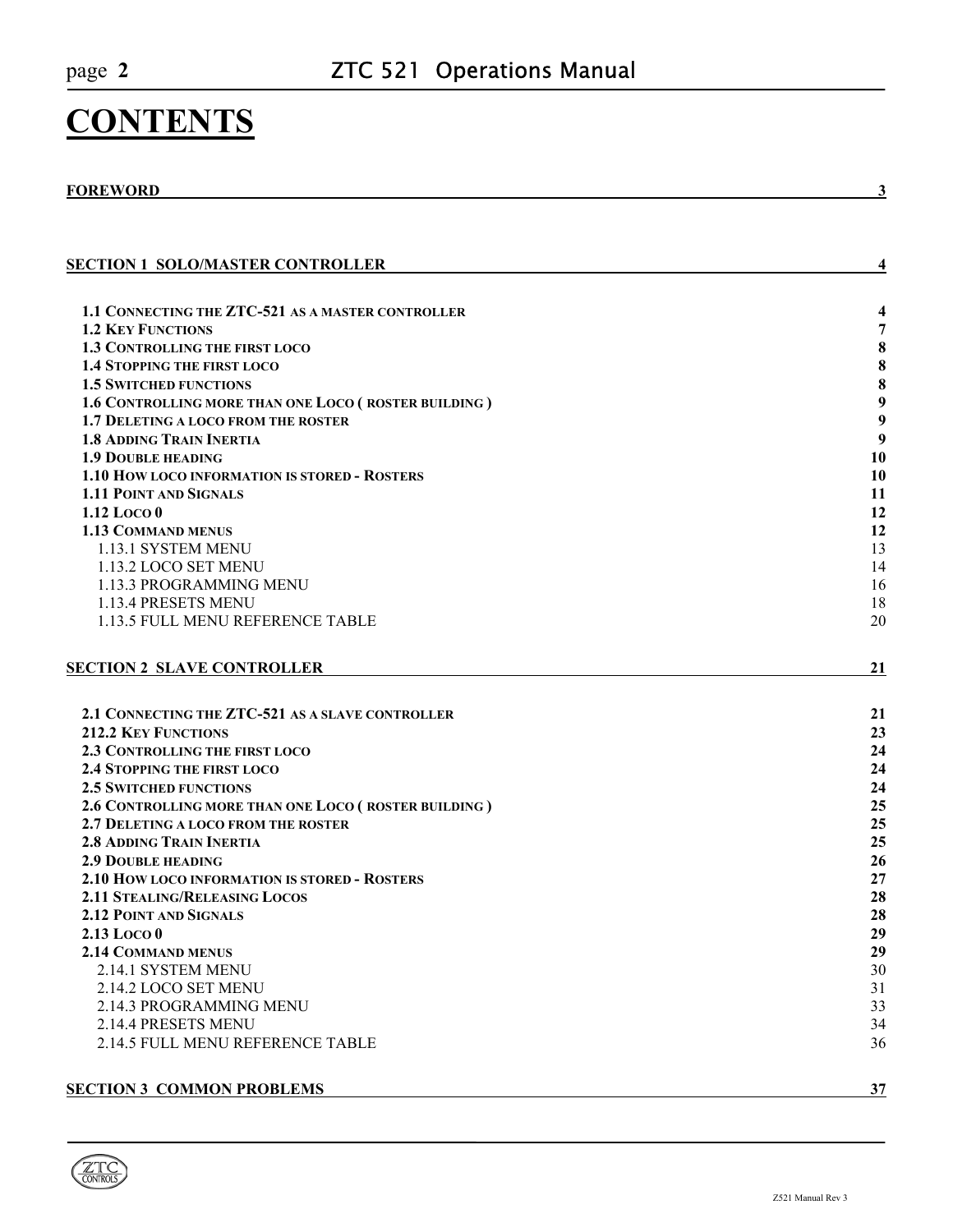# CONTENTS

| | |
|---|---|
| **FOREWORD** | **3** |
| **SECTION 1 SOLO/MASTER CONTROLLER** | **4** |
| **1.1 CONNECTING THE ZTC-521 AS A MASTER CONTROLLER** | **4** |
| **1.2 KEY FUNCTIONS** | **7** |
| **1.3 CONTROLLING THE FIRST LOCO** | **8** |
| **1.4 STOPPING THE FIRST LOCO** | **8** |
| **1.5 SWITCHED FUNCTIONS** | **8** |
| **1.6 CONTROLLING MORE THAN ONE LOCO ( ROSTER BUILDING )** | **9** |
| **1.7 DELETING A LOCO FROM THE ROSTER** | **9** |
| **1.8 ADDING TRAIN INERTIA** | **9** |
| **1.9 DOUBLE HEADING** | **10** |
| **1.10 HOW LOCO INFORMATION IS STORED - ROSTERS** | **10** |
| **1.11 POINT AND SIGNALS** | **11** |
| **1.12 LOCO 0** | **12** |
| **1.13 COMMAND MENUS** | **12** |
| 1.13.1 SYSTEM MENU | 13 |
| 1.13.2 LOCO SET MENU | 14 |
| 1.13.3 PROGRAMMING MENU | 16 |
| 1.13.4 PRESETS MENU | 18 |
| 1.13.5 FULL MENU REFERENCE TABLE | 20 |
| **SECTION 2 SLAVE CONTROLLER** | **21** |
| **2.1 CONNECTING THE ZTC-521 AS A SLAVE CONTROLLER** | **21** |
| **212.2 KEY FUNCTIONS** | **23** |
| **2.3 CONTROLLING THE FIRST LOCO** | **24** |
| **2.4 STOPPING THE FIRST LOCO** | **24** |
| **2.5 SWITCHED FUNCTIONS** | **24** |
| **2.6 CONTROLLING MORE THAN ONE LOCO ( ROSTER BUILDING )** | **25** |
| **2.7 DELETING A LOCO FROM THE ROSTER** | **25** |
| **2.8 ADDING TRAIN INERTIA** | **25** |
| **2.9 DOUBLE HEADING** | **26** |
| **2.10 HOW LOCO INFORMATION IS STORED - ROSTERS** | **27** |
| **2.11 STEALING/RELEASING LOCOS** | **28** |
| **2.12 POINT AND SIGNALS** | **28** |
| **2.13 LOCO 0** | **29** |
| **2.14 COMMAND MENUS** | **29** |
| 2.14.1 SYSTEM MENU | 30 |
| 2.14.2 LOCO SET MENU | 31 |
| 2.14.3 PROGRAMMING MENU | 33 |
| 2.14.4 PRESETS MENU | 34 |
| 2.14.5 FULL MENU REFERENCE TABLE | 36 |
| **SECTION 3 COMMON PROBLEMS** | **37** |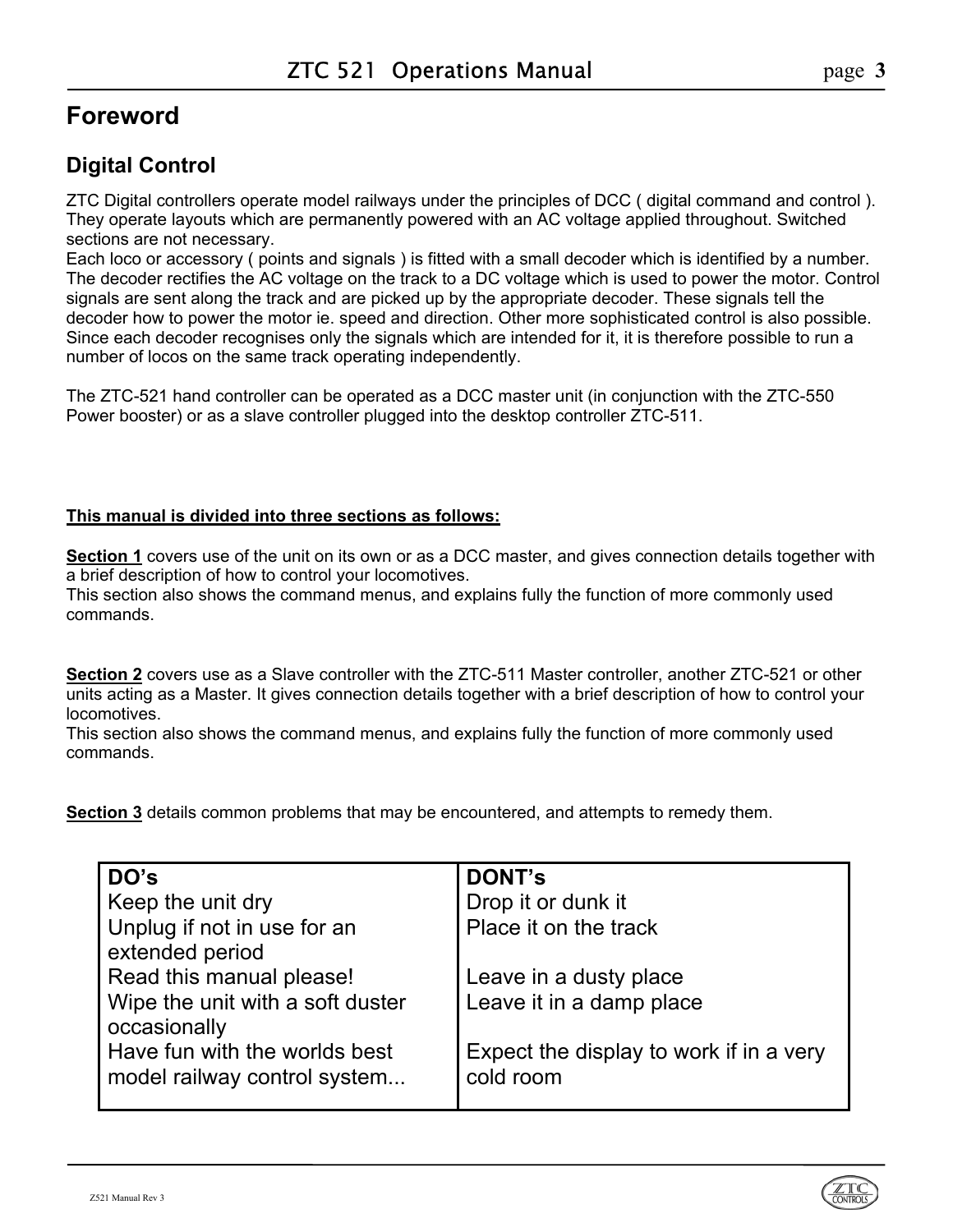# Foreword

## Digital Control

ZTC Digital controllers operate model railways under the principles of DCC ( digital command and control ). They operate layouts which are permanently powered with an AC voltage applied throughout. Switched sections are not necessary.
Each loco or accessory ( points and signals ) is fitted with a small decoder which is identified by a number. The decoder rectifies the AC voltage on the track to a DC voltage which is used to power the motor. Control signals are sent along the track and are picked up by the appropriate decoder. These signals tell the decoder how to power the motor ie. speed and direction. Other more sophisticated control is also possible. Since each decoder recognises only the signals which are intended for it, it is therefore possible to run a number of locos on the same track operating independently.

The ZTC-521 hand controller can be operated as a DCC master unit (in conjunction with the ZTC-550 Power booster) or as a slave controller plugged into the desktop controller ZTC-511.

<u>**This manual is divided into three sections as follows:**</u>

<u>**Section 1**</u> covers use of the unit on its own or as a DCC master, and gives connection details together with a brief description of how to control your locomotives.
This section also shows the command menus, and explains fully the function of more commonly used commands.

<u>**Section 2**</u> covers use as a Slave controller with the ZTC-511 Master controller, another ZTC-521 or other units acting as a Master. It gives connection details together with a brief description of how to control your locomotives.
This section also shows the command menus, and explains fully the function of more commonly used commands.

<u>**Section 3**</u> details common problems that may be encountered, and attempts to remedy them.

| DO's | DONT's |
|---|---|
| Keep the unit dry | Drop it or dunk it |
| Unplug if not in use for an extended period | Place it on the track |
| Read this manual please! | Leave in a dusty place |
| Wipe the unit with a soft duster occasionally | Leave it in a damp place |
| Have fun with the worlds best model railway control system... | Expect the display to work if in a very cold room |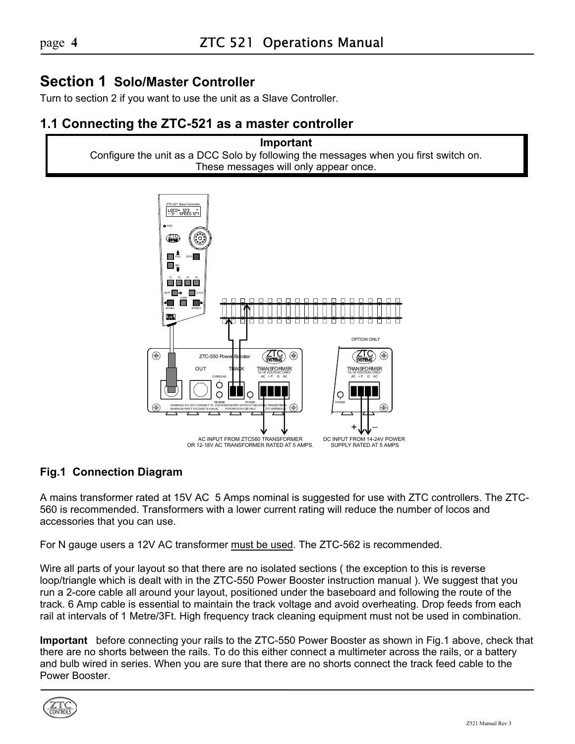# Section 1 Solo/Master Controller

Turn to section 2 if you want to use the unit as a Slave Controller.

## 1.1 Connecting the ZTC-521 as a master controller

**Important**

Configure the unit as a DCC Solo by following the messages when you first switch on. These messages will only appear once.

AC INPUT FROM ZTC560 TRANSFORMER OR 12-18V AC TRANSFORMER RATED AT 5 AMPS.

DC INPUT FROM 14-24V POWER SUPPLY RATED AT 5 AMPS

### Fig.1 Connection Diagram

A mains transformer rated at 15V AC 5 Amps nominal is suggested for use with ZTC controllers. The ZTC-560 is recommended. Transformers with a lower current rating will reduce the number of locos and accessories that you can use.

For N gauge users a 12V AC transformer must be used. The ZTC-562 is recommended.

Wire all parts of your layout so that there are no isolated sections ( the exception to this is reverse loop/triangle which is dealt with in the ZTC-550 Power Booster instruction manual ). We suggest that you run a 2-core cable all around your layout, positioned under the baseboard and following the route of the track. 6 Amp cable is essential to maintain the track voltage and avoid overheating. Drop feeds from each rail at intervals of 1 Metre/3Ft. High frequency track cleaning equipment must not be used in combination.

**Important** before connecting your rails to the ZTC-550 Power Booster as shown in Fig.1 above, check that there are no shorts between the rails. To do this either connect a multimeter across the rails, or a battery and bulb wired in series. When you are sure that there are no shorts connect the track feed cable to the Power Booster.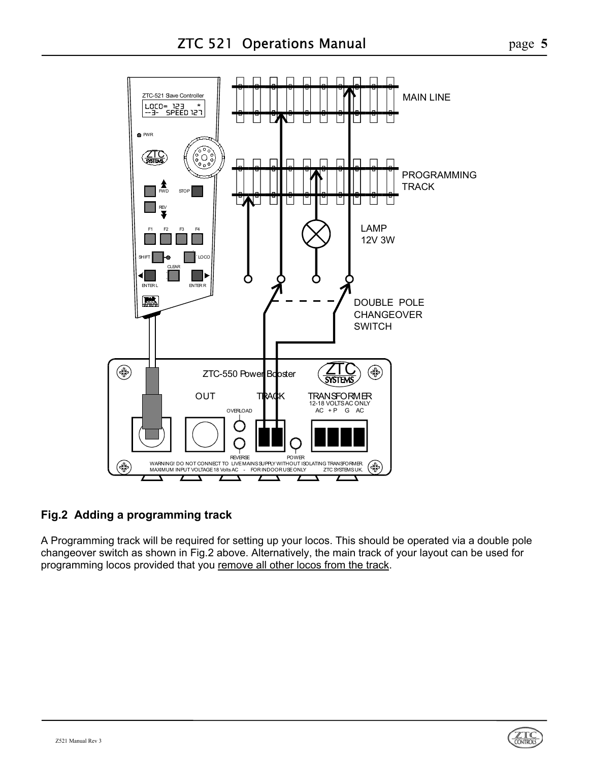**Fig.2 Adding a programming track**

A Programming track will be required for setting up your locos. This should be operated via a double pole changeover switch as shown in Fig.2 above. Alternatively, the main track of your layout can be used for programming locos provided that you remove all other locos from the track.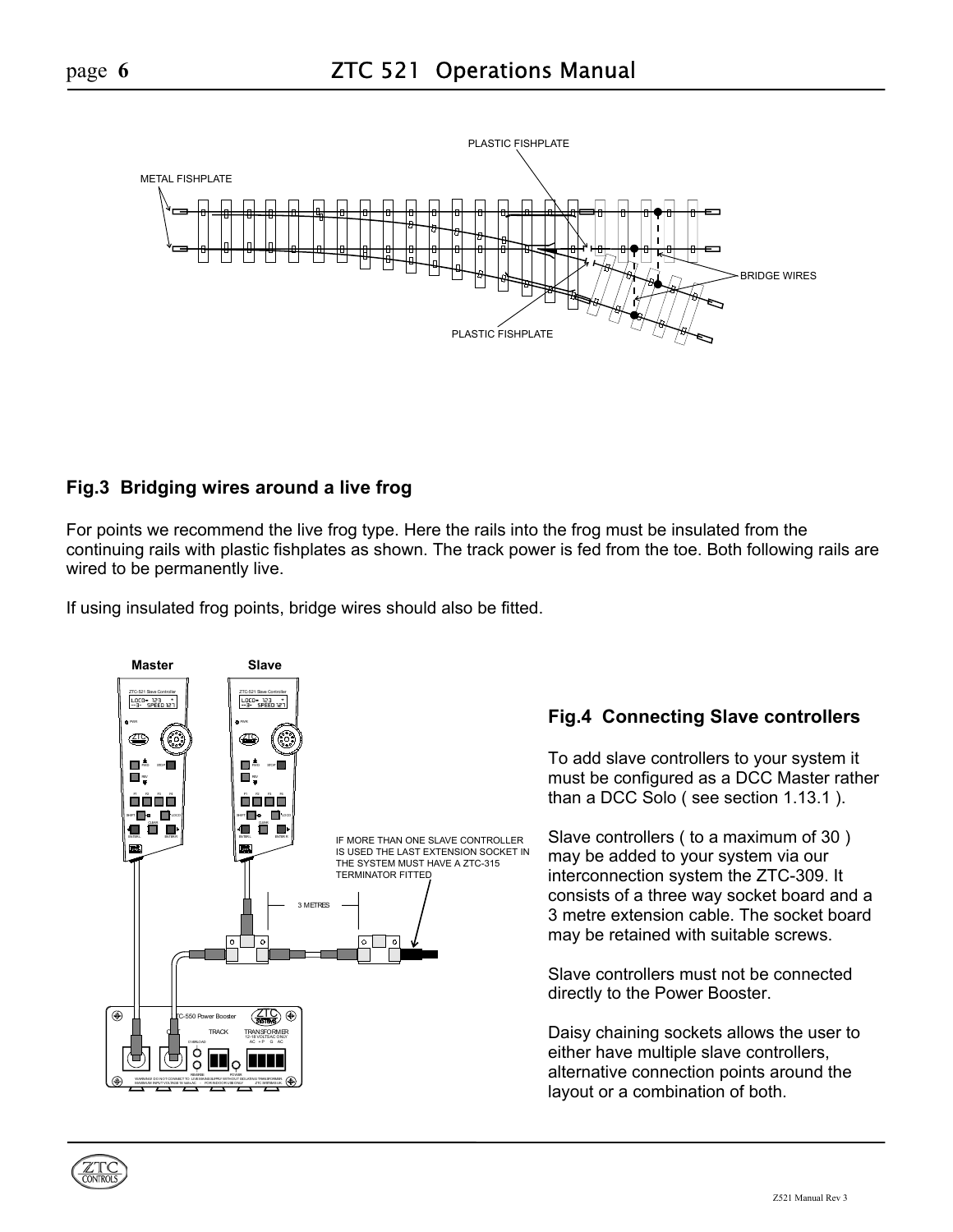## Fig.3 Bridging wires around a live frog

For points we recommend the live frog type. Here the rails into the frog must be insulated from the continuing rails with plastic fishplates as shown. The track power is fed from the toe. Both following rails are wired to be permanently live.

If using insulated frog points, bridge wires should also be fitted.

## Fig.4 Connecting Slave controllers

To add slave controllers to your system it must be configured as a DCC Master rather than a DCC Solo ( see section 1.13.1 ).

Slave controllers ( to a maximum of 30 ) may be added to your system via our interconnection system the ZTC-309. It consists of a three way socket board and a 3 metre extension cable. The socket board may be retained with suitable screws.

Slave controllers must not be connected directly to the Power Booster.

Daisy chaining sockets allows the user to either have multiple slave controllers, alternative connection points around the layout or a combination of both.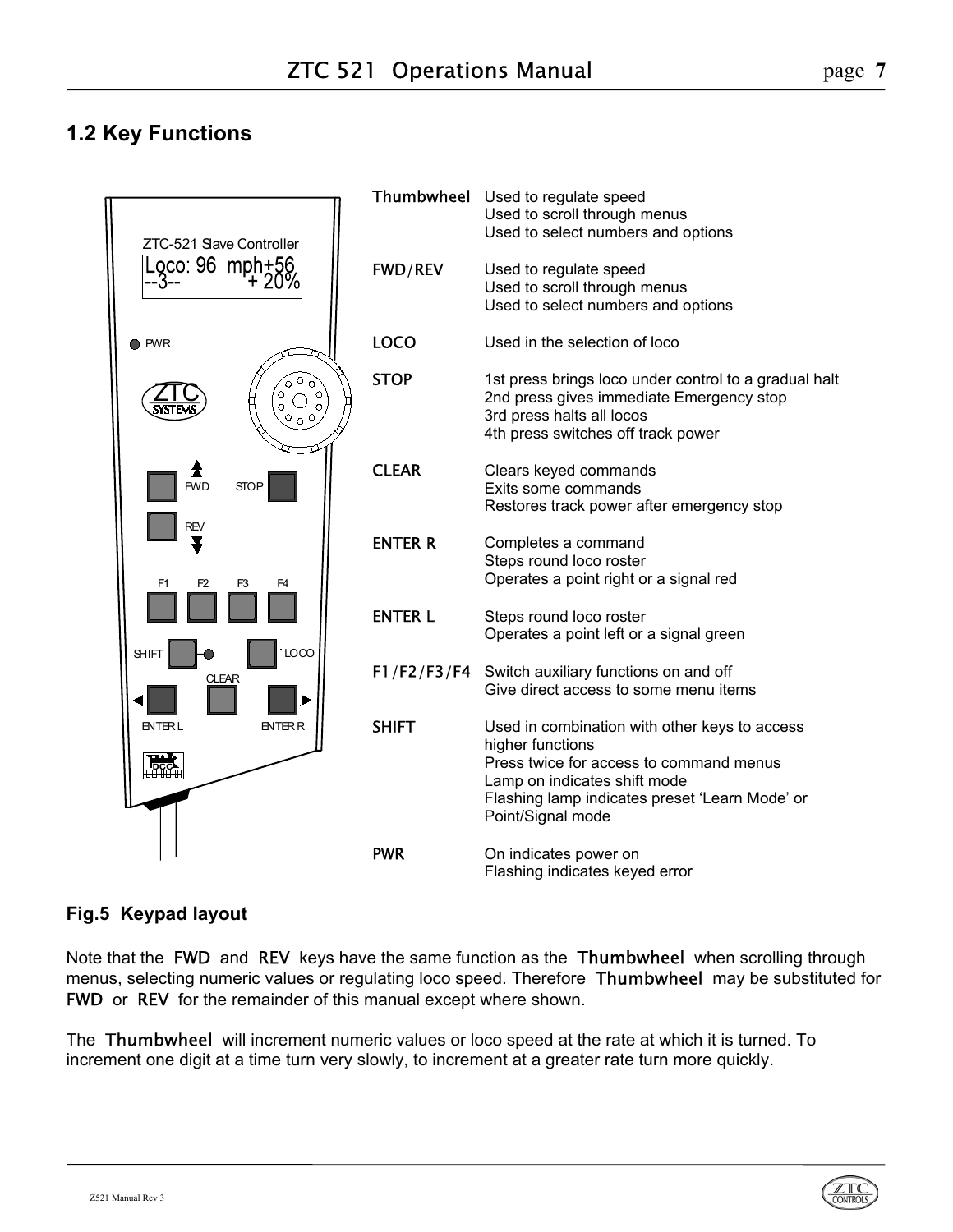## 1.2 Key Functions

| Key | Function |
|---|---|
| **Thumbwheel** | Used to regulate speed<br>Used to scroll through menus<br>Used to select numbers and options |
| **FWD/REV** | Used to regulate speed<br>Used to scroll through menus<br>Used to select numbers and options |
| **LOCO** | Used in the selection of loco |
| **STOP** | 1st press brings loco under control to a gradual halt<br>2nd press gives immediate Emergency stop<br>3rd press halts all locos<br>4th press switches off track power |
| **CLEAR** | Clears keyed commands<br>Exits some commands<br>Restores track power after emergency stop |
| **ENTER R** | Completes a command<br>Steps round loco roster<br>Operates a point right or a signal red |
| **ENTER L** | Steps round loco roster<br>Operates a point left or a signal green |
| **F1/F2/F3/F4** | Switch auxiliary functions on and off<br>Give direct access to some menu items |
| **SHIFT** | Used in combination with other keys to access higher functions<br>Press twice for access to command menus<br>Lamp on indicates shift mode<br>Flashing lamp indicates preset 'Learn Mode' or Point/Signal mode |
| **PWR** | On indicates power on<br>Flashing indicates keyed error |

**Fig.5 Keypad layout**

Note that the **FWD** and **REV** keys have the same function as the **Thumbwheel** when scrolling through menus, selecting numeric values or regulating loco speed. Therefore **Thumbwheel** may be substituted for **FWD** or **REV** for the remainder of this manual except where shown.

The **Thumbwheel** will increment numeric values or loco speed at the rate at which it is turned. To increment one digit at a time turn very slowly, to increment at a greater rate turn more quickly.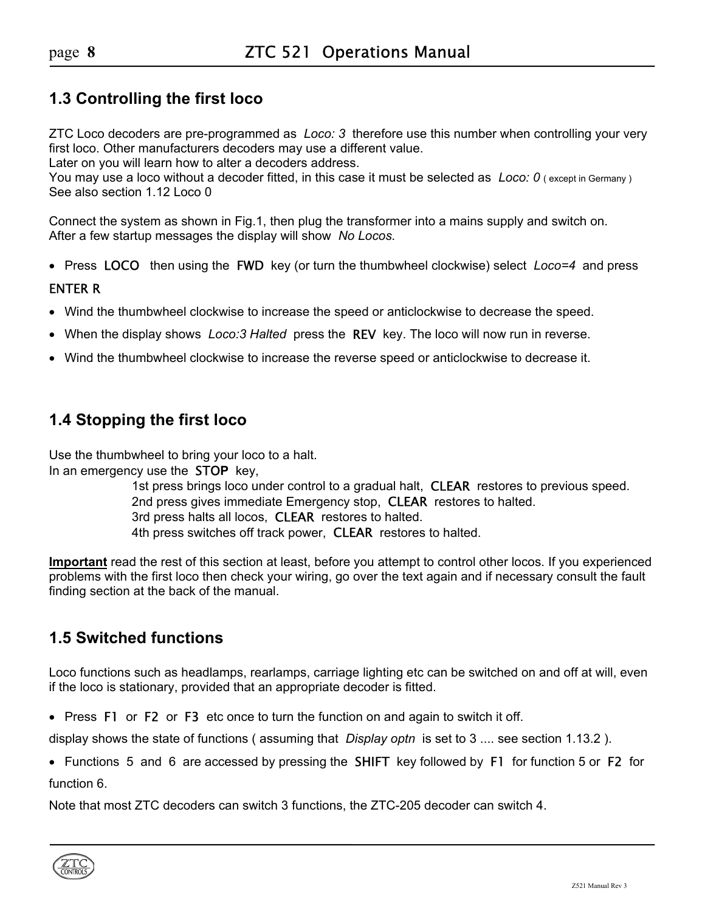## 1.3 Controlling the first loco

ZTC Loco decoders are pre-programmed as *Loco: 3* therefore use this number when controlling your very first loco. Other manufacturers decoders may use a different value.
Later on you will learn how to alter a decoders address.
You may use a loco without a decoder fitted, in this case it must be selected as *Loco: 0* ( except in Germany )
See also section 1.12 Loco 0

Connect the system as shown in Fig.1, then plug the transformer into a mains supply and switch on.
After a few startup messages the display will show *No Locos.*

- Press LOCO then using the FWD key (or turn the thumbwheel clockwise) select *Loco=4* and press

ENTER R

- Wind the thumbwheel clockwise to increase the speed or anticlockwise to decrease the speed.
- When the display shows *Loco:3 Halted* press the REV key. The loco will now run in reverse.
- Wind the thumbwheel clockwise to increase the reverse speed or anticlockwise to decrease it.

## 1.4 Stopping the first loco

Use the thumbwheel to bring your loco to a halt.
In an emergency use the STOP key,

1st press brings loco under control to a gradual halt, CLEAR restores to previous speed.
2nd press gives immediate Emergency stop, CLEAR restores to halted.
3rd press halts all locos, CLEAR restores to halted.
4th press switches off track power, CLEAR restores to halted.

**Important** read the rest of this section at least, before you attempt to control other locos. If you experienced problems with the first loco then check your wiring, go over the text again and if necessary consult the fault finding section at the back of the manual.

## 1.5 Switched functions

Loco functions such as headlamps, rearlamps, carriage lighting etc can be switched on and off at will, even if the loco is stationary, provided that an appropriate decoder is fitted.

- Press F1 or F2 or F3 etc once to turn the function on and again to switch it off.

display shows the state of functions ( assuming that *Display optn* is set to 3 .... see section 1.13.2 ).

- Functions 5 and 6 are accessed by pressing the SHIFT key followed by F1 for function 5 or F2 for function 6.

Note that most ZTC decoders can switch 3 functions, the ZTC-205 decoder can switch 4.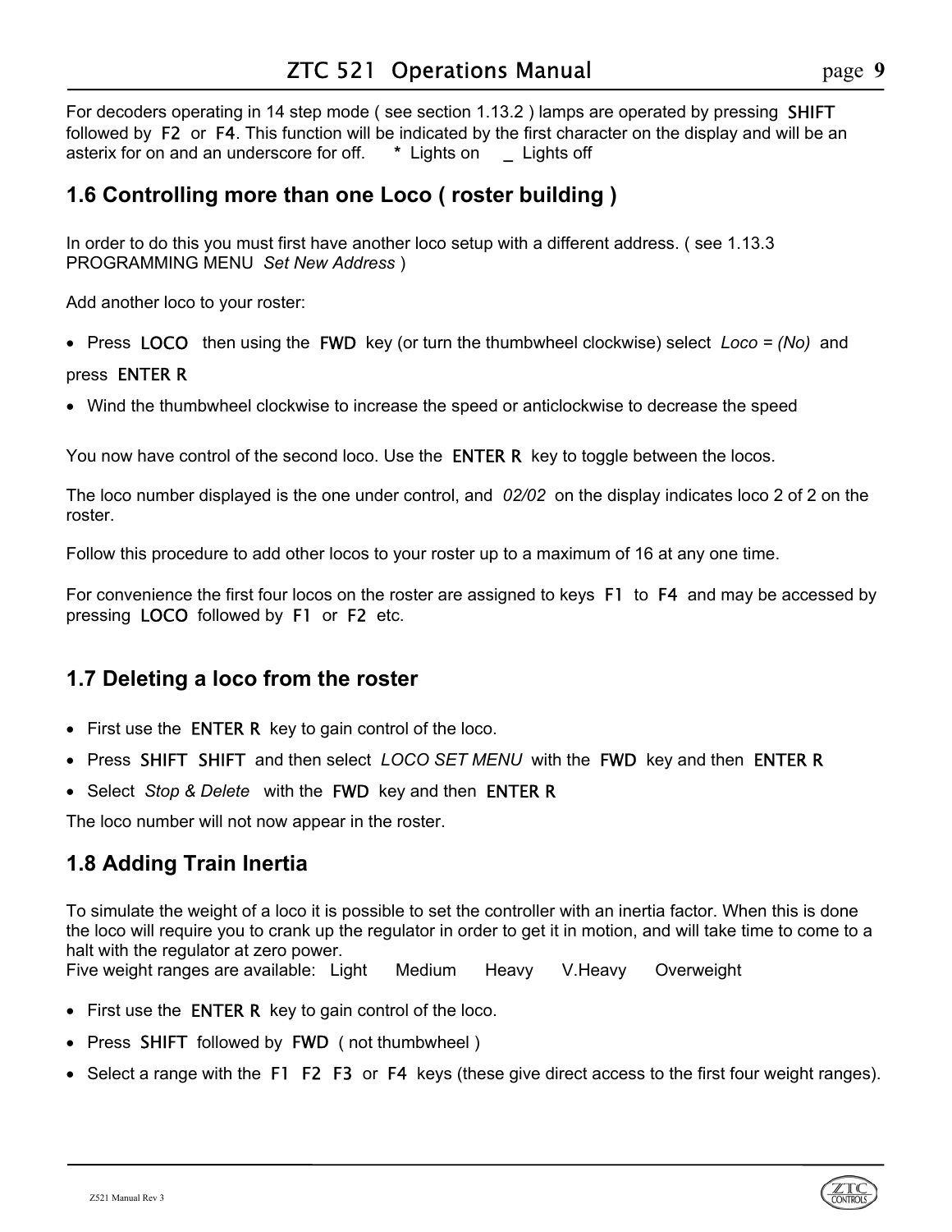For decoders operating in 14 step mode ( see section 1.13.2 ) lamps are operated by pressing SHIFT followed by F2 or F4. This function will be indicated by the first character on the display and will be an asterix for on and an underscore for off. * Lights on _ Lights off

## 1.6 Controlling more than one Loco ( roster building )

In order to do this you must first have another loco setup with a different address. ( see 1.13.3 PROGRAMMING MENU *Set New Address* )

Add another loco to your roster:

- Press LOCO then using the FWD key (or turn the thumbwheel clockwise) select *Loco = (No)* and press ENTER R
- Wind the thumbwheel clockwise to increase the speed or anticlockwise to decrease the speed

You now have control of the second loco. Use the ENTER R key to toggle between the locos.

The loco number displayed is the one under control, and *02/02* on the display indicates loco 2 of 2 on the roster.

Follow this procedure to add other locos to your roster up to a maximum of 16 at any one time.

For convenience the first four locos on the roster are assigned to keys F1 to F4 and may be accessed by pressing LOCO followed by F1 or F2 etc.

## 1.7 Deleting a loco from the roster

- First use the ENTER R key to gain control of the loco.
- Press SHIFT SHIFT and then select *LOCO SET MENU* with the FWD key and then ENTER R
- Select *Stop & Delete* with the FWD key and then ENTER R

The loco number will not now appear in the roster.

## 1.8 Adding Train Inertia

To simulate the weight of a loco it is possible to set the controller with an inertia factor. When this is done the loco will require you to crank up the regulator in order to get it in motion, and will take time to come to a halt with the regulator at zero power.
Five weight ranges are available: Light Medium Heavy V.Heavy Overweight

- First use the ENTER R key to gain control of the loco.
- Press SHIFT followed by FWD ( not thumbwheel )
- Select a range with the F1 F2 F3 or F4 keys (these give direct access to the first four weight ranges).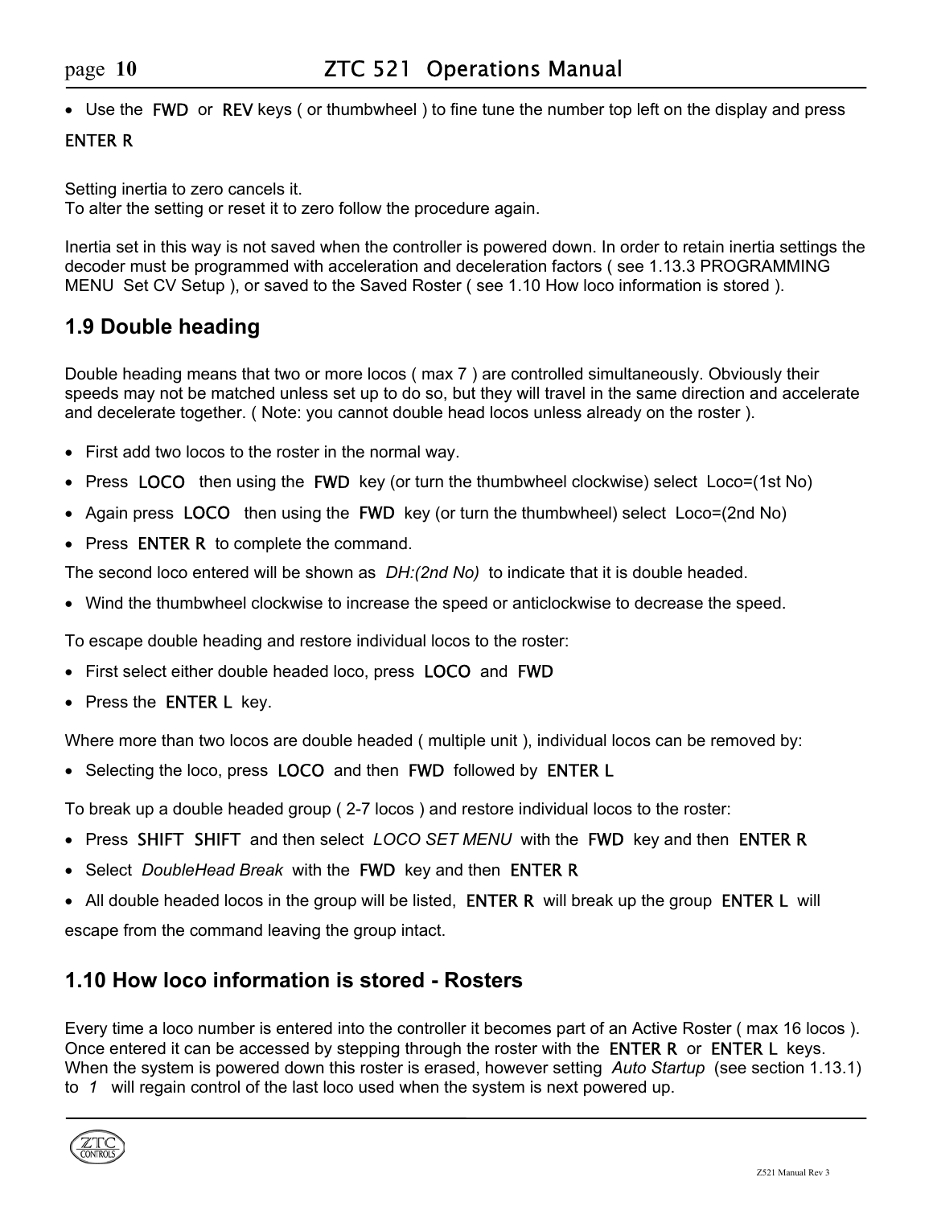- Use the FWD or REV keys ( or thumbwheel ) to fine tune the number top left on the display and press ENTER R

Setting inertia to zero cancels it.
To alter the setting or reset it to zero follow the procedure again.

Inertia set in this way is not saved when the controller is powered down. In order to retain inertia settings the decoder must be programmed with acceleration and deceleration factors ( see 1.13.3 PROGRAMMING MENU Set CV Setup ), or saved to the Saved Roster ( see 1.10 How loco information is stored ).

## 1.9 Double heading

Double heading means that two or more locos ( max 7 ) are controlled simultaneously. Obviously their speeds may not be matched unless set up to do so, but they will travel in the same direction and accelerate and decelerate together. ( Note: you cannot double head locos unless already on the roster ).

- First add two locos to the roster in the normal way.
- Press LOCO then using the FWD key (or turn the thumbwheel clockwise) select Loco=(1st No)
- Again press LOCO then using the FWD key (or turn the thumbwheel) select Loco=(2nd No)
- Press ENTER R to complete the command.

The second loco entered will be shown as *DH:(2nd No)* to indicate that it is double headed.

- Wind the thumbwheel clockwise to increase the speed or anticlockwise to decrease the speed.

To escape double heading and restore individual locos to the roster:

- First select either double headed loco, press LOCO and FWD
- Press the ENTER L key.

Where more than two locos are double headed ( multiple unit ), individual locos can be removed by:

- Selecting the loco, press LOCO and then FWD followed by ENTER L

To break up a double headed group ( 2-7 locos ) and restore individual locos to the roster:

- Press SHIFT SHIFT and then select *LOCO SET MENU* with the FWD key and then ENTER R
- Select *DoubleHead Break* with the FWD key and then ENTER R
- All double headed locos in the group will be listed, ENTER R will break up the group ENTER L will escape from the command leaving the group intact.

## 1.10 How loco information is stored - Rosters

Every time a loco number is entered into the controller it becomes part of an Active Roster ( max 16 locos ). Once entered it can be accessed by stepping through the roster with the ENTER R or ENTER L keys. When the system is powered down this roster is erased, however setting *Auto Startup* (see section 1.13.1) to *1* will regain control of the last loco used when the system is next powered up.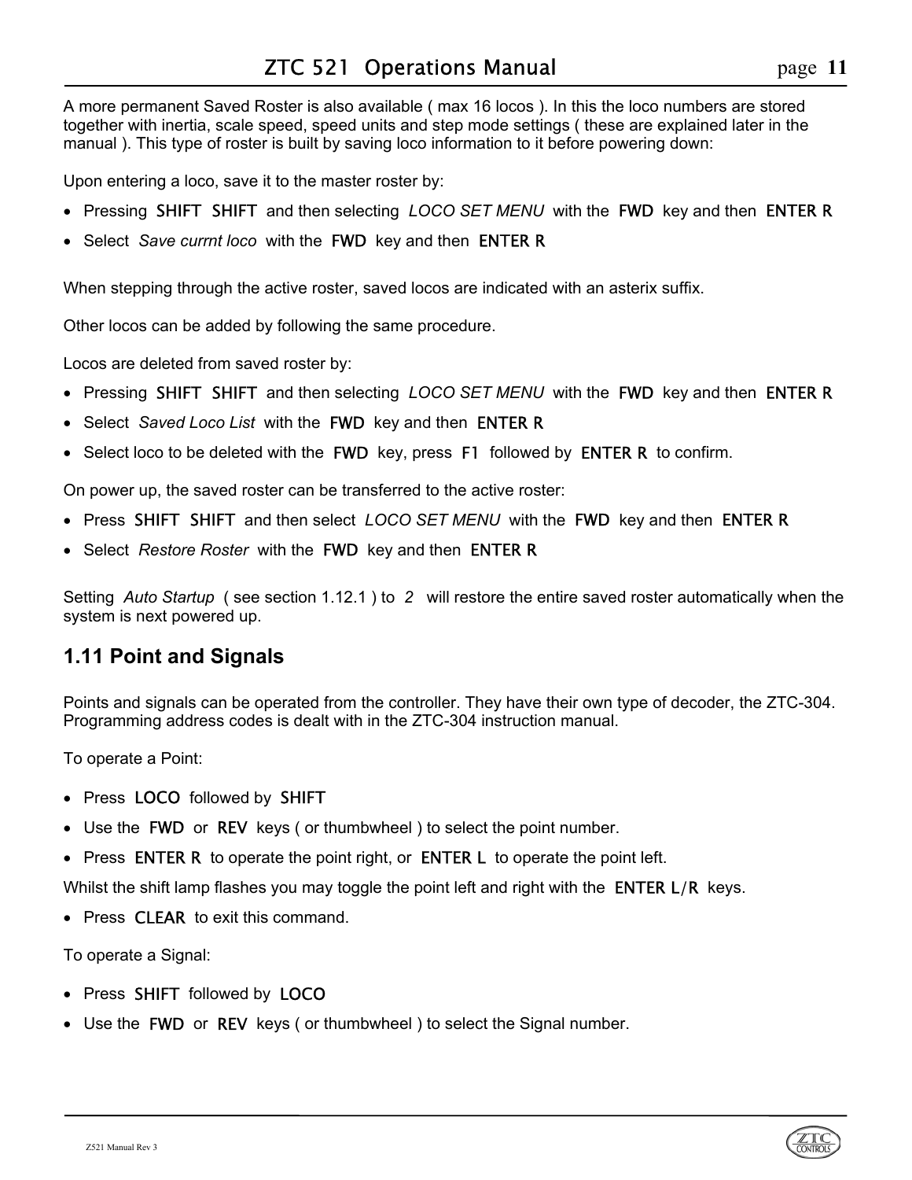A more permanent Saved Roster is also available ( max 16 locos ). In this the loco numbers are stored together with inertia, scale speed, speed units and step mode settings ( these are explained later in the manual ). This type of roster is built by saving loco information to it before powering down:

Upon entering a loco, save it to the master roster by:

- Pressing SHIFT SHIFT and then selecting *LOCO SET MENU* with the FWD key and then ENTER R
- Select *Save currnt loco* with the FWD key and then ENTER R

When stepping through the active roster, saved locos are indicated with an asterix suffix.

Other locos can be added by following the same procedure.

Locos are deleted from saved roster by:

- Pressing SHIFT SHIFT and then selecting *LOCO SET MENU* with the FWD key and then ENTER R
- Select *Saved Loco List* with the FWD key and then ENTER R
- Select loco to be deleted with the FWD key, press F1 followed by ENTER R to confirm.

On power up, the saved roster can be transferred to the active roster:

- Press SHIFT SHIFT and then select *LOCO SET MENU* with the FWD key and then ENTER R
- Select *Restore Roster* with the FWD key and then ENTER R

Setting *Auto Startup* ( see section 1.12.1 ) to *2* will restore the entire saved roster automatically when the system is next powered up.

## 1.11 Point and Signals

Points and signals can be operated from the controller. They have their own type of decoder, the ZTC-304. Programming address codes is dealt with in the ZTC-304 instruction manual.

To operate a Point:

- Press LOCO followed by SHIFT
- Use the FWD or REV keys ( or thumbwheel ) to select the point number.
- Press ENTER R to operate the point right, or ENTER L to operate the point left.

Whilst the shift lamp flashes you may toggle the point left and right with the ENTER L/R keys.

- Press CLEAR to exit this command.

To operate a Signal:

- Press SHIFT followed by LOCO
- Use the FWD or REV keys ( or thumbwheel ) to select the Signal number.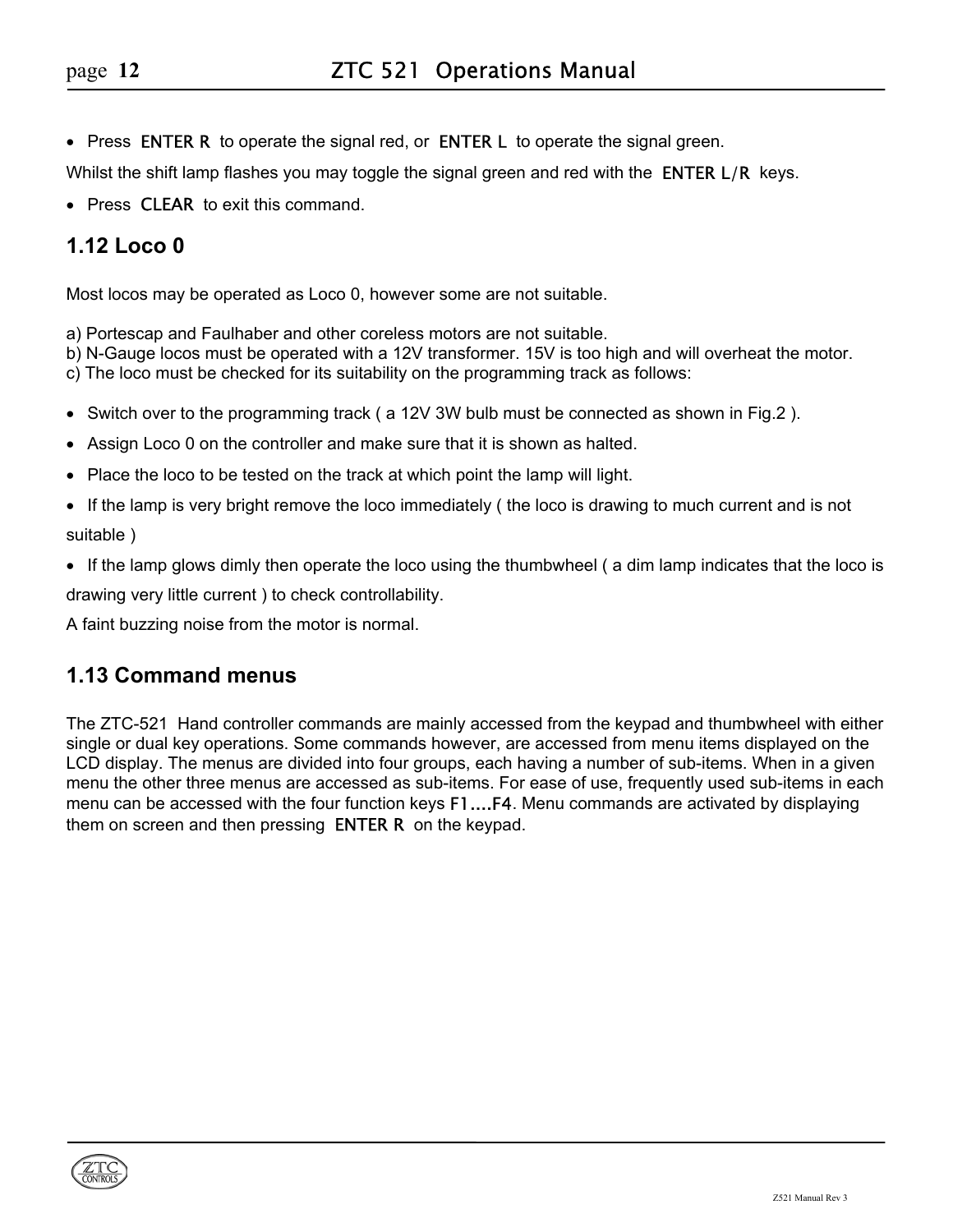- Press ENTER R to operate the signal red, or ENTER L to operate the signal green.

Whilst the shift lamp flashes you may toggle the signal green and red with the ENTER L/R keys.

- Press CLEAR to exit this command.

## 1.12 Loco 0

Most locos may be operated as Loco 0, however some are not suitable.

a) Portescap and Faulhaber and other coreless motors are not suitable.
b) N-Gauge locos must be operated with a 12V transformer. 15V is too high and will overheat the motor.
c) The loco must be checked for its suitability on the programming track as follows:

- Switch over to the programming track ( a 12V 3W bulb must be connected as shown in Fig.2 ).
- Assign Loco 0 on the controller and make sure that it is shown as halted.
- Place the loco to be tested on the track at which point the lamp will light.
- If the lamp is very bright remove the loco immediately ( the loco is drawing to much current and is not suitable )
- If the lamp glows dimly then operate the loco using the thumbwheel ( a dim lamp indicates that the loco is drawing very little current ) to check controllability.

A faint buzzing noise from the motor is normal.

## 1.13 Command menus

The ZTC-521 Hand controller commands are mainly accessed from the keypad and thumbwheel with either single or dual key operations. Some commands however, are accessed from menu items displayed on the LCD display. The menus are divided into four groups, each having a number of sub-items. When in a given menu the other three menus are accessed as sub-items. For ease of use, frequently used sub-items in each menu can be accessed with the four function keys F1....F4. Menu commands are activated by displaying them on screen and then pressing ENTER R on the keypad.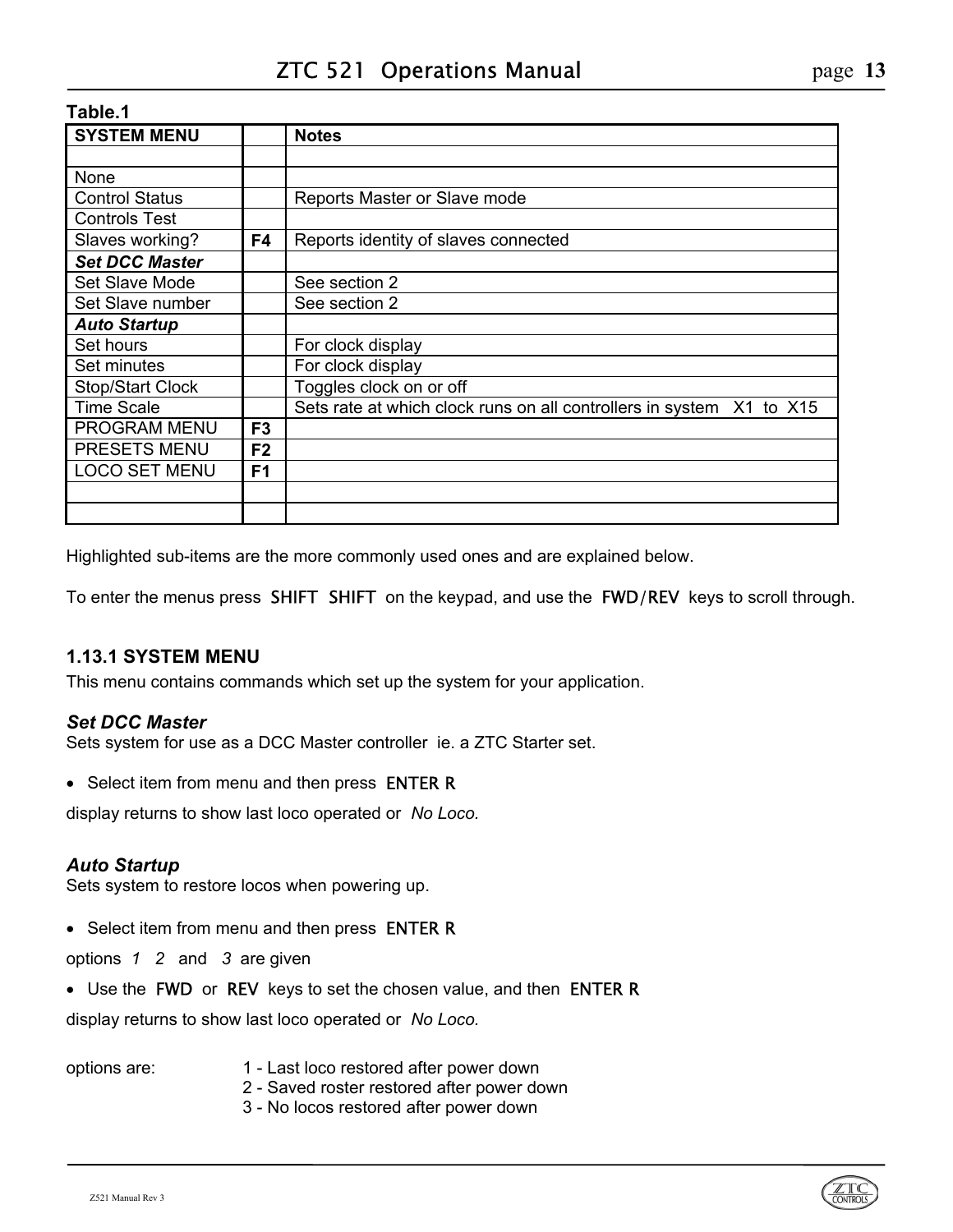**Table.1**

| SYSTEM MENU | | Notes |
|---|---|---|
| | | |
| None | | |
| Control Status | | Reports Master or Slave mode |
| Controls Test | | |
| Slaves working? | F4 | Reports identity of slaves connected |
| ***Set DCC Master*** | | |
| Set Slave Mode | | See section 2 |
| Set Slave number | | See section 2 |
| ***Auto Startup*** | | |
| Set hours | | For clock display |
| Set minutes | | For clock display |
| Stop/Start Clock | | Toggles clock on or off |
| Time Scale | | Sets rate at which clock runs on all controllers in system X1 to X15 |
| PROGRAM MENU | F3 | |
| PRESETS MENU | F2 | |
| LOCO SET MENU | F1 | |
| | | |
| | | |

Highlighted sub-items are the more commonly used ones and are explained below.

To enter the menus press SHIFT SHIFT on the keypad, and use the FWD/REV keys to scroll through.

### 1.13.1 SYSTEM MENU

This menu contains commands which set up the system for your application.

#### *Set DCC Master*

Sets system for use as a DCC Master controller ie. a ZTC Starter set.

- Select item from menu and then press ENTER R

display returns to show last loco operated or *No Loco.*

#### *Auto Startup*

Sets system to restore locos when powering up.

- Select item from menu and then press ENTER R

options *1 2* and *3* are given

- Use the FWD or REV keys to set the chosen value, and then ENTER R

display returns to show last loco operated or *No Loco.*

options are:
1 - Last loco restored after power down
2 - Saved roster restored after power down
3 - No locos restored after power down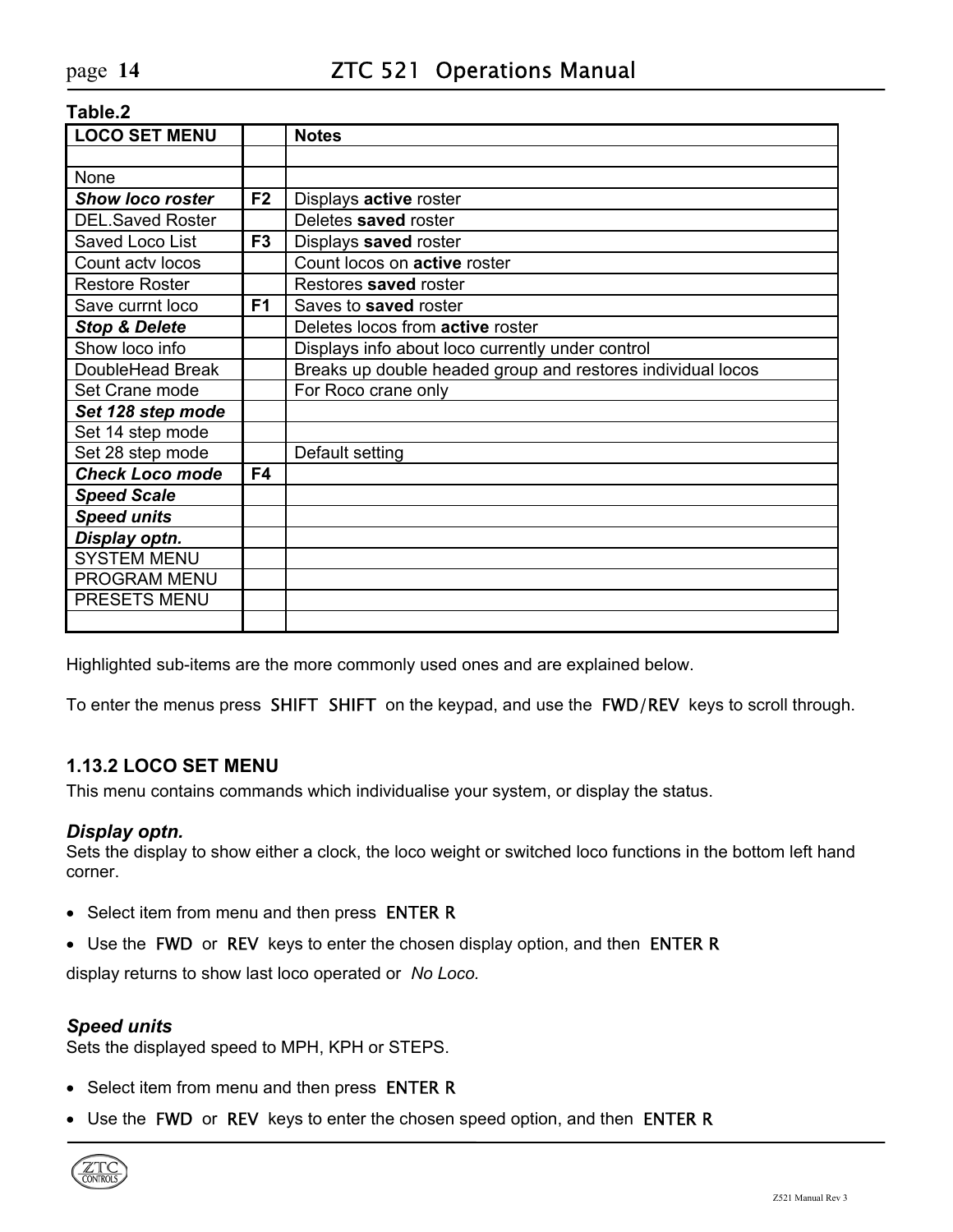**Table.2**

| LOCO SET MENU | | Notes |
|---|---|---|
| | | |
| None | | |
| ***Show loco roster*** | **F2** | Displays **active** roster |
| DEL.Saved Roster | | Deletes **saved** roster |
| Saved Loco List | **F3** | Displays **saved** roster |
| Count actv locos | | Count locos on **active** roster |
| Restore Roster | | Restores **saved** roster |
| Save currnt loco | **F1** | Saves to **saved** roster |
| ***Stop & Delete*** | | Deletes locos from **active** roster |
| Show loco info | | Displays info about loco currently under control |
| DoubleHead Break | | Breaks up double headed group and restores individual locos |
| Set Crane mode | | For Roco crane only |
| ***Set 128 step mode*** | | |
| Set 14 step mode | | |
| Set 28 step mode | | Default setting |
| ***Check Loco mode*** | **F4** | |
| ***Speed Scale*** | | |
| ***Speed units*** | | |
| ***Display optn.*** | | |
| SYSTEM MENU | | |
| PROGRAM MENU | | |
| PRESETS MENU | | |
| | | |

Highlighted sub-items are the more commonly used ones and are explained below.

To enter the menus press SHIFT SHIFT on the keypad, and use the FWD/REV keys to scroll through.

### 1.13.2 LOCO SET MENU

This menu contains commands which individualise your system, or display the status.

#### *Display optn.*

Sets the display to show either a clock, the loco weight or switched loco functions in the bottom left hand corner.

- Select item from menu and then press ENTER R
- Use the FWD or REV keys to enter the chosen display option, and then ENTER R

display returns to show last loco operated or *No Loco*.

#### *Speed units*

Sets the displayed speed to MPH, KPH or STEPS.

- Select item from menu and then press ENTER R
- Use the FWD or REV keys to enter the chosen speed option, and then ENTER R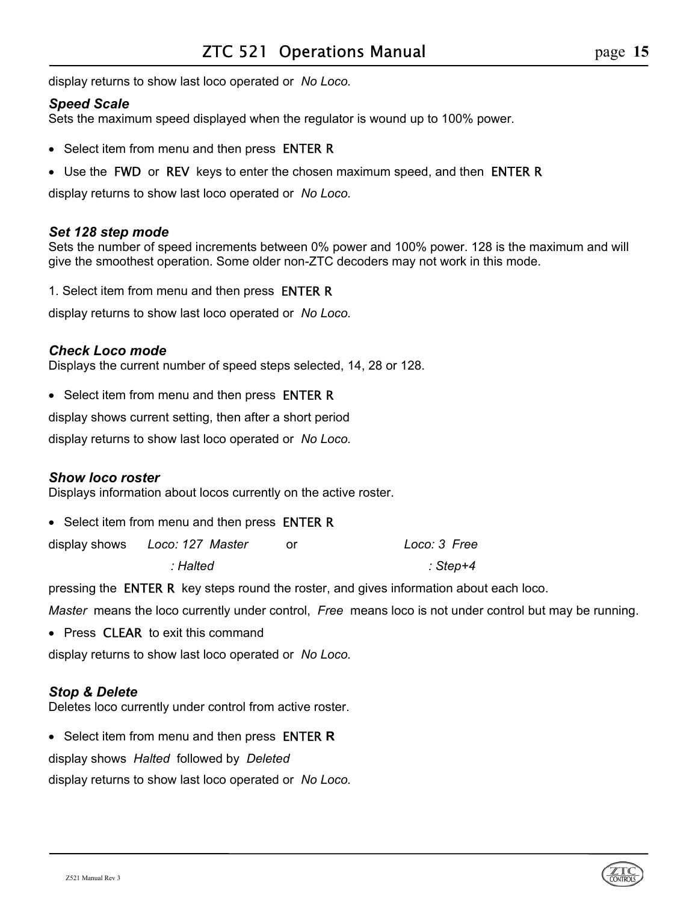display returns to show last loco operated or *No Loco.*

### *Speed Scale*

Sets the maximum speed displayed when the regulator is wound up to 100% power.

- Select item from menu and then press ENTER R
- Use the FWD or REV keys to enter the chosen maximum speed, and then ENTER R

display returns to show last loco operated or *No Loco.*

### *Set 128 step mode*

Sets the number of speed increments between 0% power and 100% power. 128 is the maximum and will give the smoothest operation. Some older non-ZTC decoders may not work in this mode.

1. Select item from menu and then press ENTER R

display returns to show last loco operated or *No Loco.*

### *Check Loco mode*

Displays the current number of speed steps selected, 14, 28 or 128.

- Select item from menu and then press ENTER R

display shows current setting, then after a short period

display returns to show last loco operated or *No Loco.*

### *Show loco roster*

Displays information about locos currently on the active roster.

- Select item from menu and then press ENTER R

display shows *Loco: 127 Master* or *Loco: 3 Free*

*: Halted* *: Step+4*

pressing the ENTER R key steps round the roster, and gives information about each loco.

*Master* means the loco currently under control, *Free* means loco is not under control but may be running.

- Press CLEAR to exit this command

display returns to show last loco operated or *No Loco.*

### *Stop & Delete*

Deletes loco currently under control from active roster.

- Select item from menu and then press ENTER R

display shows *Halted* followed by *Deleted*

display returns to show last loco operated or *No Loco.*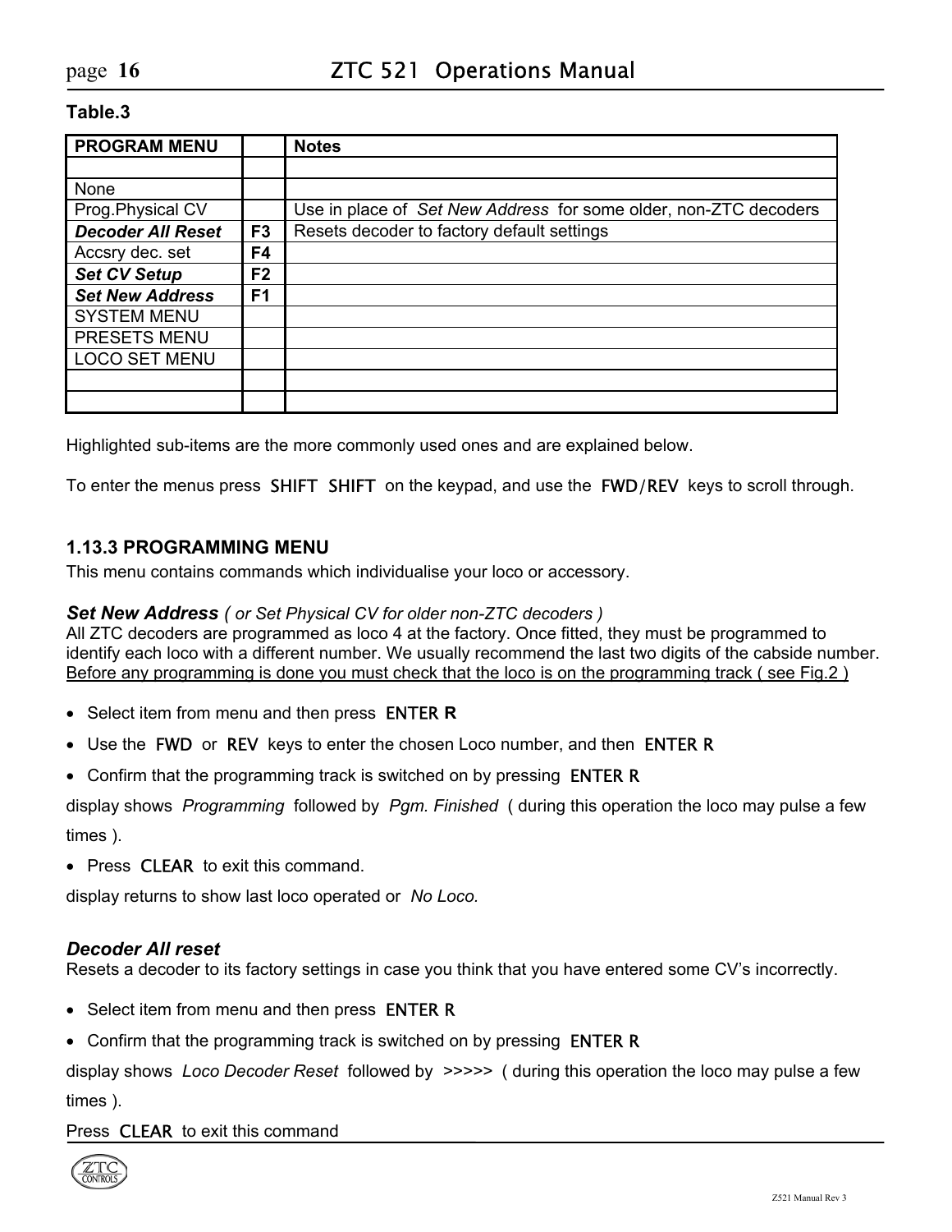**Table.3**

| PROGRAM MENU | | Notes |
|---|---|---|
| | | |
| None | | |
| Prog.Physical CV | | Use in place of *Set New Address* for some older, non-ZTC decoders |
| ***Decoder All Reset*** | **F3** | Resets decoder to factory default settings |
| Accsry dec. set | **F4** | |
| ***Set CV Setup*** | **F2** | |
| ***Set New Address*** | **F1** | |
| SYSTEM MENU | | |
| PRESETS MENU | | |
| LOCO SET MENU | | |
| | | |
| | | |

Highlighted sub-items are the more commonly used ones and are explained below.

To enter the menus press SHIFT SHIFT on the keypad, and use the FWD/REV keys to scroll through.

### 1.13.3 PROGRAMMING MENU

This menu contains commands which individualise your loco or accessory.

***Set New Address*** *( or Set Physical CV for older non-ZTC decoders )*

All ZTC decoders are programmed as loco 4 at the factory. Once fitted, they must be programmed to identify each loco with a different number. We usually recommend the last two digits of the cabside number.
<u>Before any programming is done you must check that the loco is on the programming track ( see Fig.2 )</u>

- Select item from menu and then press ENTER R
- Use the FWD or REV keys to enter the chosen Loco number, and then ENTER R
- Confirm that the programming track is switched on by pressing ENTER R

display shows *Programming* followed by *Pgm. Finished* ( during this operation the loco may pulse a few times ).

- Press CLEAR to exit this command.

display returns to show last loco operated or *No Loco.*

***Decoder All reset***

Resets a decoder to its factory settings in case you think that you have entered some CV's incorrectly.

- Select item from menu and then press ENTER R
- Confirm that the programming track is switched on by pressing ENTER R

display shows *Loco Decoder Reset* followed by >>>>> ( during this operation the loco may pulse a few times ).

Press CLEAR to exit this command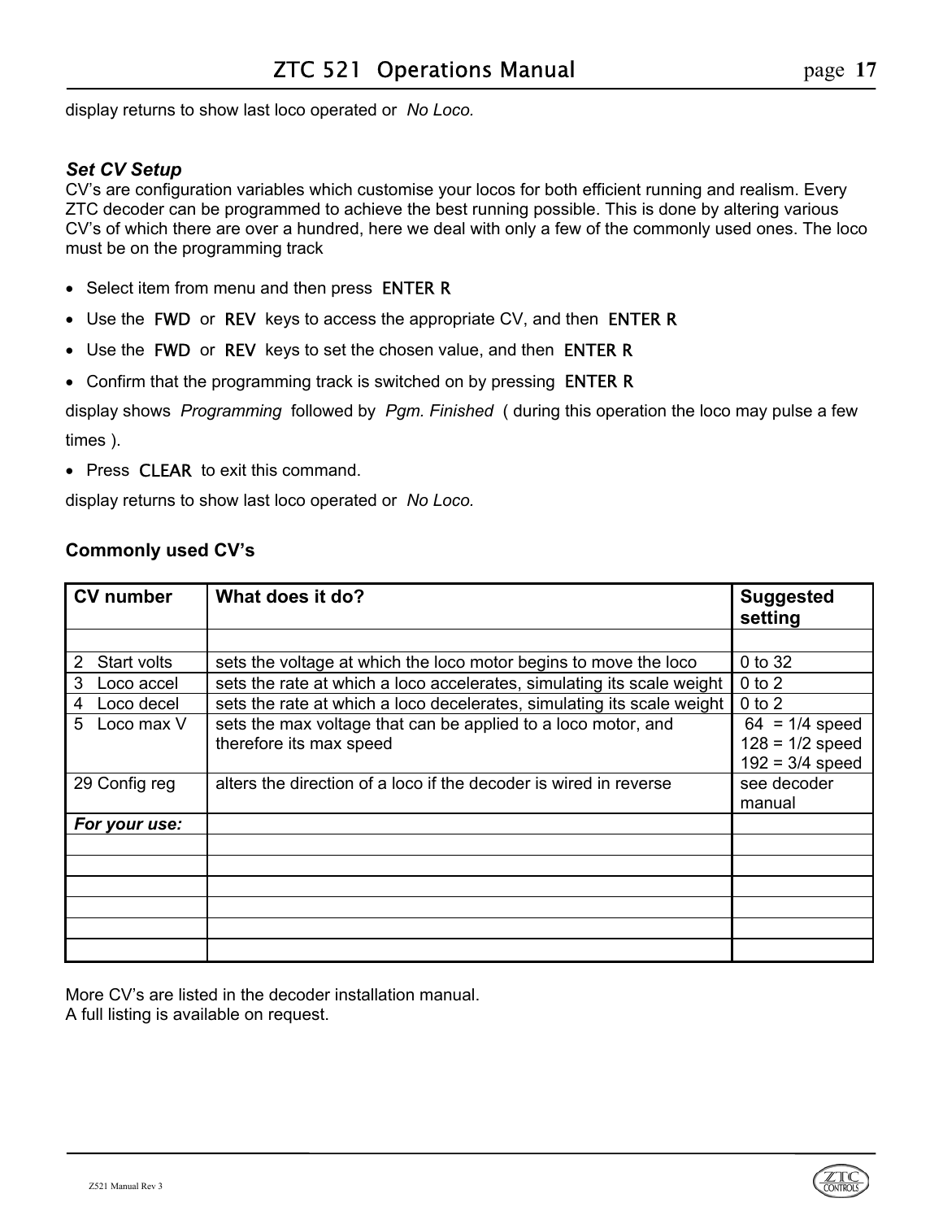display returns to show last loco operated or *No Loco.*

### *Set CV Setup*

CV's are configuration variables which customise your locos for both efficient running and realism. Every ZTC decoder can be programmed to achieve the best running possible. This is done by altering various CV's of which there are over a hundred, here we deal with only a few of the commonly used ones. The loco must be on the programming track

- Select item from menu and then press ENTER R
- Use the FWD or REV keys to access the appropriate CV, and then ENTER R
- Use the FWD or REV keys to set the chosen value, and then ENTER R
- Confirm that the programming track is switched on by pressing ENTER R

display shows *Programming* followed by *Pgm. Finished* ( during this operation the loco may pulse a few times ).

- Press CLEAR to exit this command.

display returns to show last loco operated or *No Loco.*

### Commonly used CV's

| CV number | What does it do? | Suggested setting |
|---|---|---|
| | | |
| 2 Start volts | sets the voltage at which the loco motor begins to move the loco | 0 to 32 |
| 3 Loco accel | sets the rate at which a loco accelerates, simulating its scale weight | 0 to 2 |
| 4 Loco decel | sets the rate at which a loco decelerates, simulating its scale weight | 0 to 2 |
| 5 Loco max V | sets the max voltage that can be applied to a loco motor, and therefore its max speed | 64 = 1/4 speed<br>128 = 1/2 speed<br>192 = 3/4 speed |
| 29 Config reg | alters the direction of a loco if the decoder is wired in reverse | see decoder manual |
| ***For your use:*** | | |
| | | |
| | | |
| | | |
| | | |
| | | |
| | | |

More CV's are listed in the decoder installation manual.
A full listing is available on request.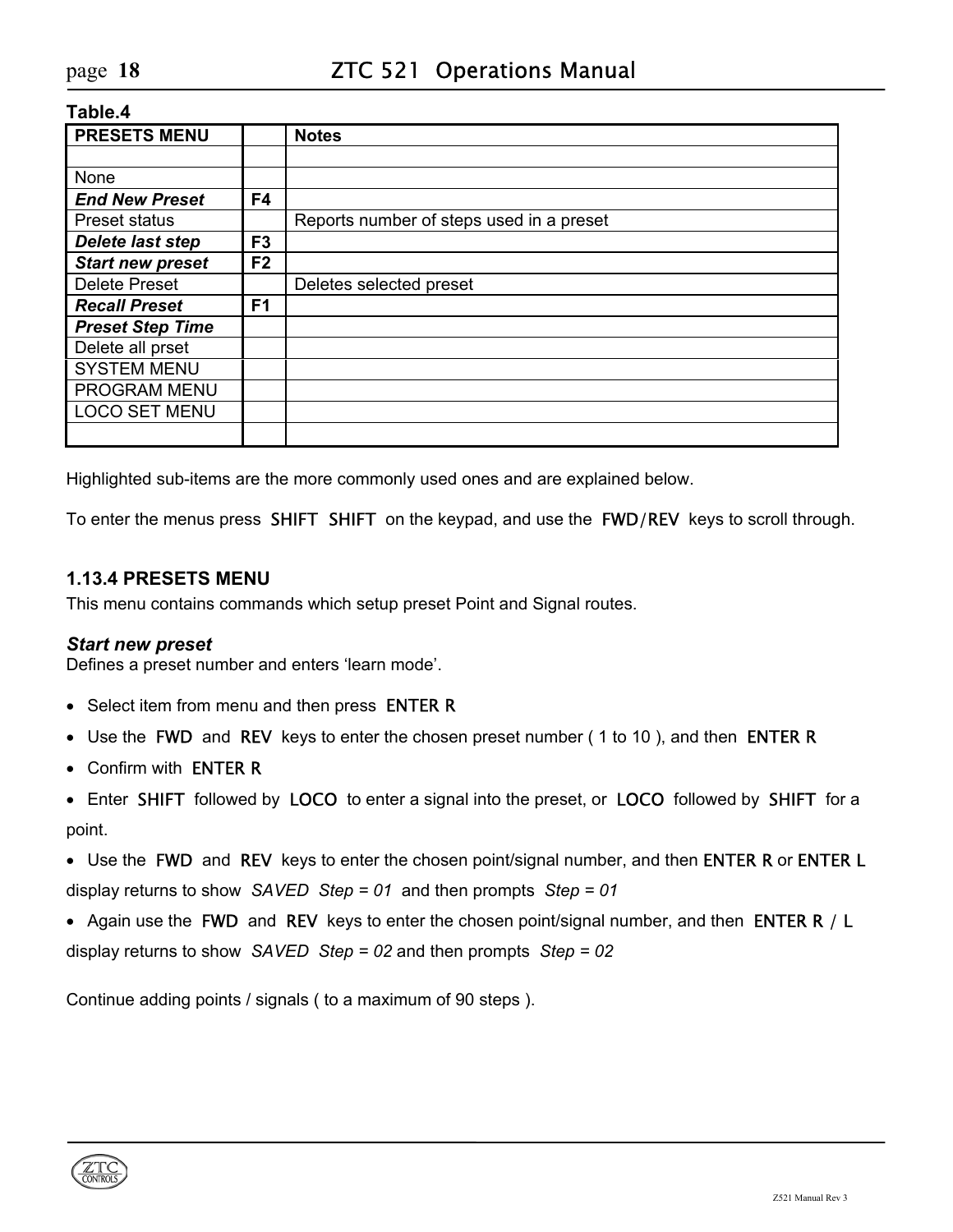**Table.4**

| PRESETS MENU | | Notes |
|---|---|---|
| | | |
| None | | |
| ***End New Preset*** | **F4** | |
| Preset status | | Reports number of steps used in a preset |
| ***Delete last step*** | **F3** | |
| ***Start new preset*** | **F2** | |
| Delete Preset | | Deletes selected preset |
| ***Recall Preset*** | **F1** | |
| ***Preset Step Time*** | | |
| Delete all prset | | |
| SYSTEM MENU | | |
| PROGRAM MENU | | |
| LOCO SET MENU | | |
| | | |

Highlighted sub-items are the more commonly used ones and are explained below.

To enter the menus press SHIFT SHIFT on the keypad, and use the FWD/REV keys to scroll through.

### 1.13.4 PRESETS MENU

This menu contains commands which setup preset Point and Signal routes.

***Start new preset***

Defines a preset number and enters 'learn mode'.

- Select item from menu and then press ENTER R
- Use the FWD and REV keys to enter the chosen preset number ( 1 to 10 ), and then ENTER R
- Confirm with ENTER R
- Enter SHIFT followed by LOCO to enter a signal into the preset, or LOCO followed by SHIFT for a point.
- Use the FWD and REV keys to enter the chosen point/signal number, and then ENTER R or ENTER L display returns to show *SAVED Step = 01* and then prompts *Step = 01*
- Again use the FWD and REV keys to enter the chosen point/signal number, and then ENTER R / L display returns to show *SAVED Step = 02* and then prompts *Step = 02*

Continue adding points / signals ( to a maximum of 90 steps ).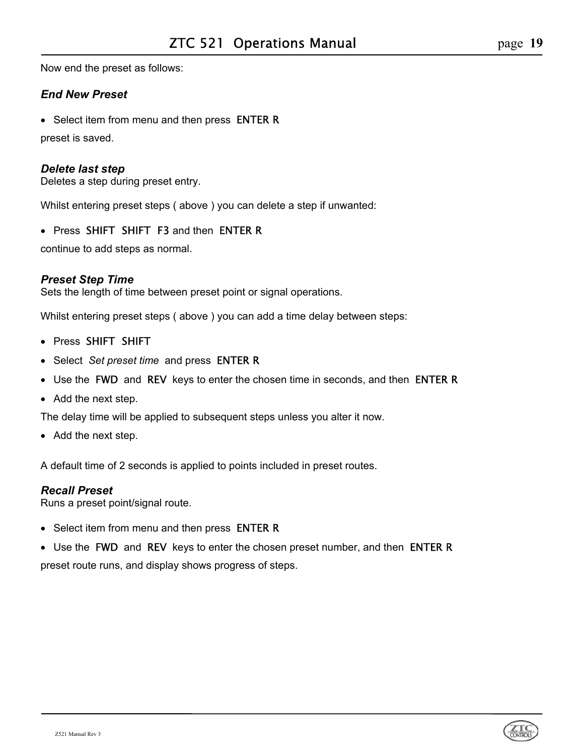Now end the preset as follows:

### *End New Preset*

- Select item from menu and then press ENTER R

preset is saved.

### *Delete last step*

Deletes a step during preset entry.

Whilst entering preset steps ( above ) you can delete a step if unwanted:

- Press SHIFT SHIFT F3 and then ENTER R

continue to add steps as normal.

### *Preset Step Time*

Sets the length of time between preset point or signal operations.

Whilst entering preset steps ( above ) you can add a time delay between steps:

- Press SHIFT SHIFT
- Select *Set preset time* and press ENTER R
- Use the FWD and REV keys to enter the chosen time in seconds, and then ENTER R
- Add the next step.

The delay time will be applied to subsequent steps unless you alter it now.

- Add the next step.

A default time of 2 seconds is applied to points included in preset routes.

### *Recall Preset*

Runs a preset point/signal route.

- Select item from menu and then press ENTER R
- Use the FWD and REV keys to enter the chosen preset number, and then ENTER R

preset route runs, and display shows progress of steps.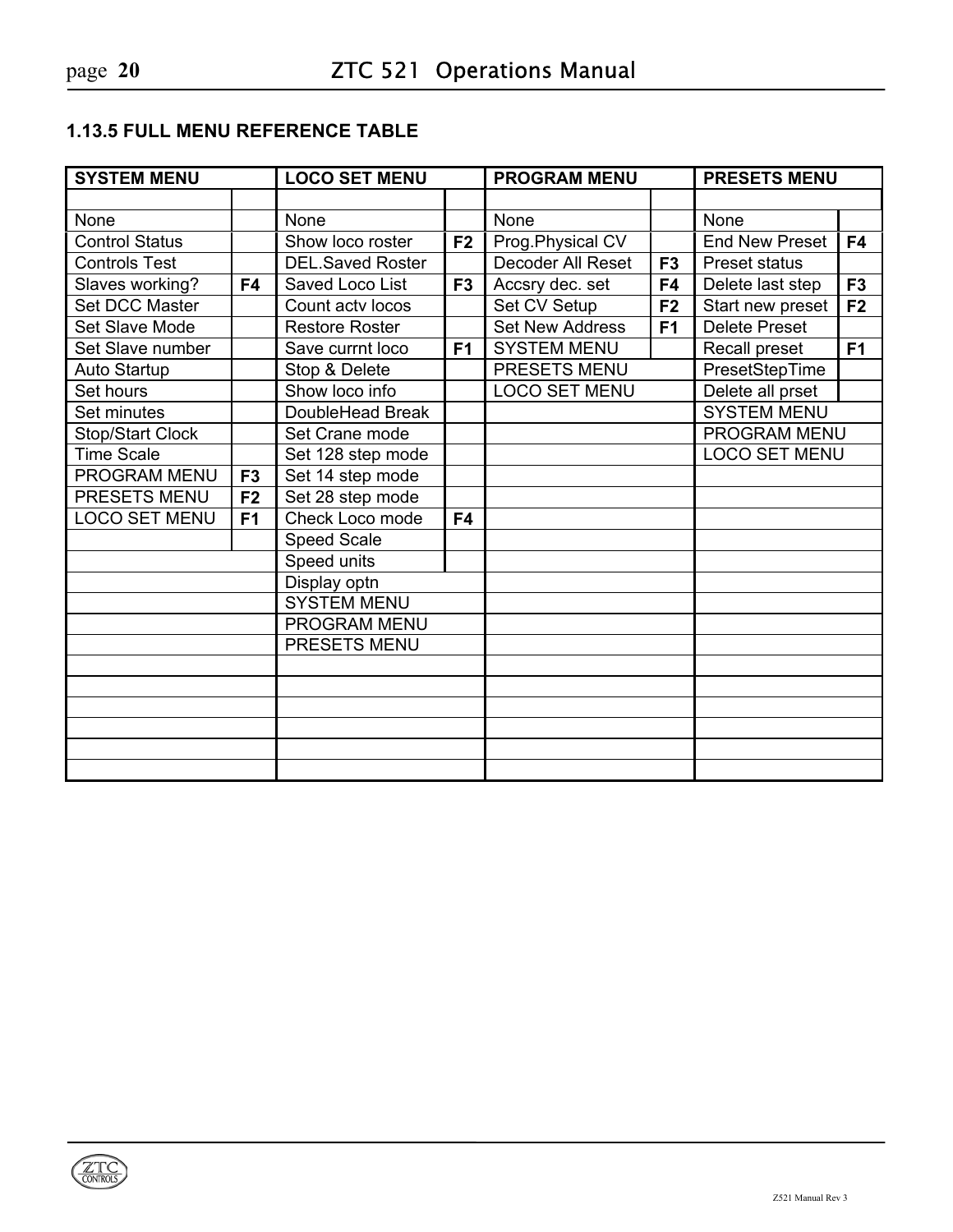## 1.13.5 FULL MENU REFERENCE TABLE

| SYSTEM MENU | | LOCO SET MENU | | PROGRAM MENU | | PRESETS MENU | |
|---|---|---|---|---|---|---|---|
| | | | | | | | |
| None | | None | | None | | None | |
| Control Status | | Show loco roster | **F2** | Prog.Physical CV | | End New Preset | **F4** |
| Controls Test | | DEL.Saved Roster | | Decoder All Reset | **F3** | Preset status | |
| Slaves working? | **F4** | Saved Loco List | **F3** | Accsry dec. set | **F4** | Delete last step | **F3** |
| Set DCC Master | | Count actv locos | | Set CV Setup | **F2** | Start new preset | **F2** |
| Set Slave Mode | | Restore Roster | | Set New Address | **F1** | Delete Preset | |
| Set Slave number | | Save currnt loco | **F1** | SYSTEM MENU | | Recall preset | **F1** |
| Auto Startup | | Stop & Delete | | PRESETS MENU | | PresetStepTime | |
| Set hours | | Show loco info | | LOCO SET MENU | | Delete all prset | |
| Set minutes | | DoubleHead Break | | | | SYSTEM MENU | |
| Stop/Start Clock | | Set Crane mode | | | | PROGRAM MENU | |
| Time Scale | | Set 128 step mode | | | | LOCO SET MENU | |
| PROGRAM MENU | **F3** | Set 14 step mode | | | | | |
| PRESETS MENU | **F2** | Set 28 step mode | | | | | |
| LOCO SET MENU | **F1** | Check Loco mode | **F4** | | | | |
| | | Speed Scale | | | | | |
| | | Speed units | | | | | |
| | | Display optn | | | | | |
| | | SYSTEM MENU | | | | | |
| | | PROGRAM MENU | | | | | |
| | | PRESETS MENU | | | | | |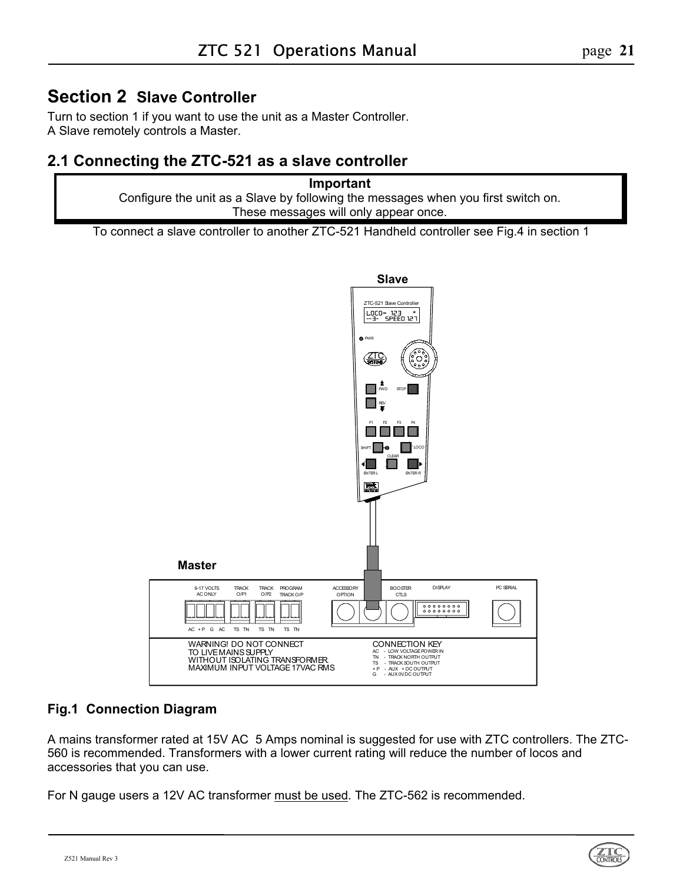# Section 2 Slave Controller

Turn to section 1 if you want to use the unit as a Master Controller.
A Slave remotely controls a Master.

## 2.1 Connecting the ZTC-521 as a slave controller

**Important**
Configure the unit as a Slave by following the messages when you first switch on.
These messages will only appear once.

To connect a slave controller to another ZTC-521 Handheld controller see Fig.4 in section 1

**Fig.1 Connection Diagram**

A mains transformer rated at 15V AC 5 Amps nominal is suggested for use with ZTC controllers. The ZTC-560 is recommended. Transformers with a lower current rating will reduce the number of locos and accessories that you can use.

For N gauge users a 12V AC transformer <u>must be used</u>. The ZTC-562 is recommended.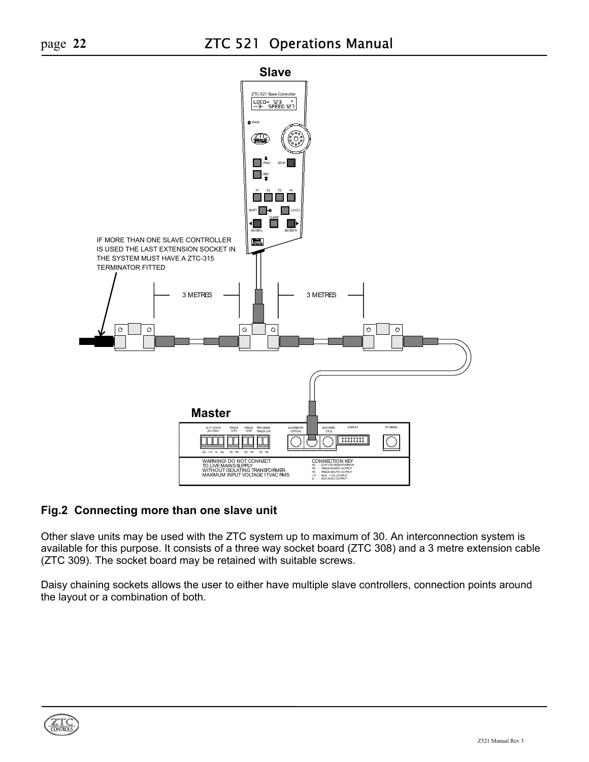**Slave**

ZTC-521 Slave Controller

IF MORE THAN ONE SLAVE CONTROLLER IS USED THE LAST EXTENSION SOCKET IN THE SYSTEM MUST HAVE A ZTC-315 TERMINATOR FITTED

3 METRES

3 METRES

**Master**

WARNING! DO NOT CONNECT TO LIVE MAINS SUPPLY WITHOUT ISOLATING TRANSFORMER MAXIMUM INPUT VOLTAGE 17VAC RMS

CONNECTION KEY
AC - LOW VOLTAGE POWER IN
TN - TRACK NORTH OUTPUT
TS - TRACK SOUTH OUTPUT
+P - AUX + DC OUTPUT
G - AUX 0V DC OUTPUT

## Fig.2 Connecting more than one slave unit

Other slave units may be used with the ZTC system up to maximum of 30. An interconnection system is available for this purpose. It consists of a three way socket board (ZTC 308) and a 3 metre extension cable (ZTC 309). The socket board may be retained with suitable screws.

Daisy chaining sockets allows the user to either have multiple slave controllers, connection points around the layout or a combination of both.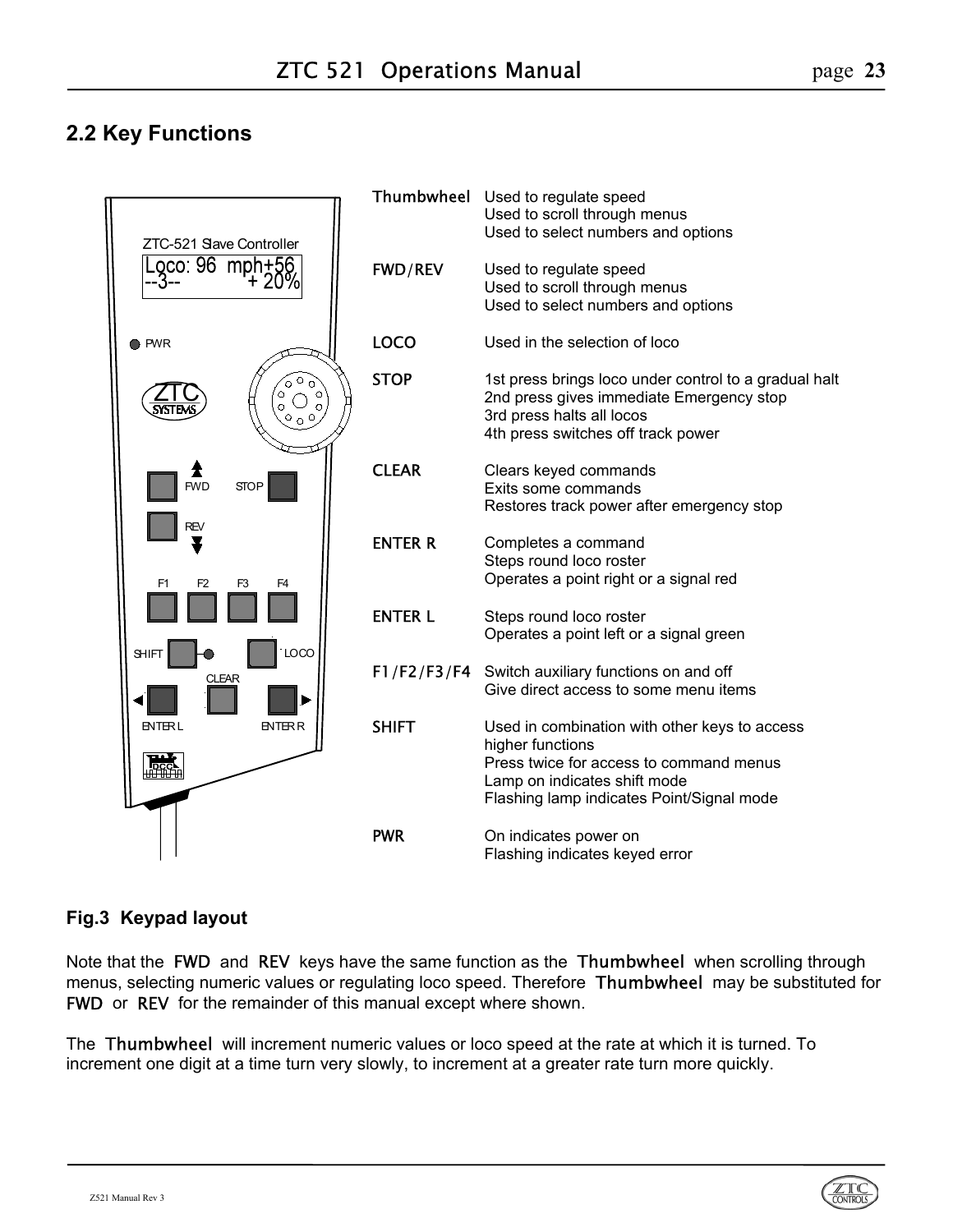## 2.2 Key Functions

| | |
|---|---|
| **Thumbwheel** | Used to regulate speed<br>Used to scroll through menus<br>Used to select numbers and options |
| **FWD/REV** | Used to regulate speed<br>Used to scroll through menus<br>Used to select numbers and options |
| **LOCO** | Used in the selection of loco |
| **STOP** | 1st press brings loco under control to a gradual halt<br>2nd press gives immediate Emergency stop<br>3rd press halts all locos<br>4th press switches off track power |
| **CLEAR** | Clears keyed commands<br>Exits some commands<br>Restores track power after emergency stop |
| **ENTER R** | Completes a command<br>Steps round loco roster<br>Operates a point right or a signal red |
| **ENTER L** | Steps round loco roster<br>Operates a point left or a signal green |
| **F1/F2/F3/F4** | Switch auxiliary functions on and off<br>Give direct access to some menu items |
| **SHIFT** | Used in combination with other keys to access higher functions<br>Press twice for access to command menus<br>Lamp on indicates shift mode<br>Flashing lamp indicates Point/Signal mode |
| **PWR** | On indicates power on<br>Flashing indicates keyed error |

**Fig.3 Keypad layout**

Note that the FWD and REV keys have the same function as the Thumbwheel when scrolling through menus, selecting numeric values or regulating loco speed. Therefore Thumbwheel may be substituted for FWD or REV for the remainder of this manual except where shown.

The Thumbwheel will increment numeric values or loco speed at the rate at which it is turned. To increment one digit at a time turn very slowly, to increment at a greater rate turn more quickly.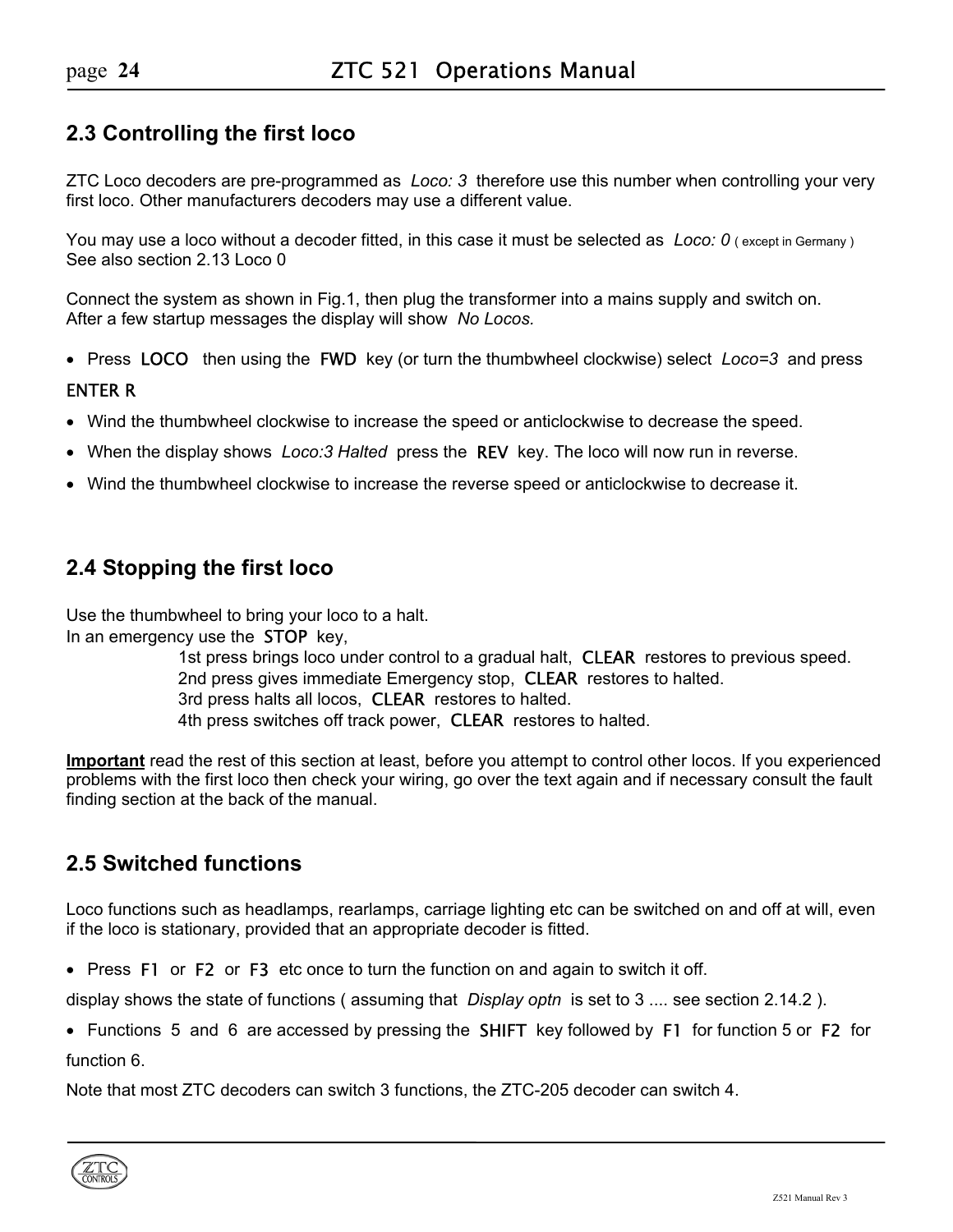## 2.3 Controlling the first loco

ZTC Loco decoders are pre-programmed as *Loco: 3* therefore use this number when controlling your very first loco. Other manufacturers decoders may use a different value.

You may use a loco without a decoder fitted, in this case it must be selected as *Loco: 0* ( except in Germany )
See also section 2.13 Loco 0

Connect the system as shown in Fig.1, then plug the transformer into a mains supply and switch on.
After a few startup messages the display will show *No Locos.*

- Press LOCO then using the FWD key (or turn the thumbwheel clockwise) select *Loco=3* and press ENTER R
- Wind the thumbwheel clockwise to increase the speed or anticlockwise to decrease the speed.
- When the display shows *Loco:3 Halted* press the REV key. The loco will now run in reverse.
- Wind the thumbwheel clockwise to increase the reverse speed or anticlockwise to decrease it.

## 2.4 Stopping the first loco

Use the thumbwheel to bring your loco to a halt.
In an emergency use the STOP key,

1st press brings loco under control to a gradual halt, CLEAR restores to previous speed.
2nd press gives immediate Emergency stop, CLEAR restores to halted.
3rd press halts all locos, CLEAR restores to halted.
4th press switches off track power, CLEAR restores to halted.

**Important** read the rest of this section at least, before you attempt to control other locos. If you experienced problems with the first loco then check your wiring, go over the text again and if necessary consult the fault finding section at the back of the manual.

## 2.5 Switched functions

Loco functions such as headlamps, rearlamps, carriage lighting etc can be switched on and off at will, even if the loco is stationary, provided that an appropriate decoder is fitted.

- Press F1 or F2 or F3 etc once to turn the function on and again to switch it off.

display shows the state of functions ( assuming that *Display optn* is set to 3 .... see section 2.14.2 ).

- Functions 5 and 6 are accessed by pressing the SHIFT key followed by F1 for function 5 or F2 for function 6.

Note that most ZTC decoders can switch 3 functions, the ZTC-205 decoder can switch 4.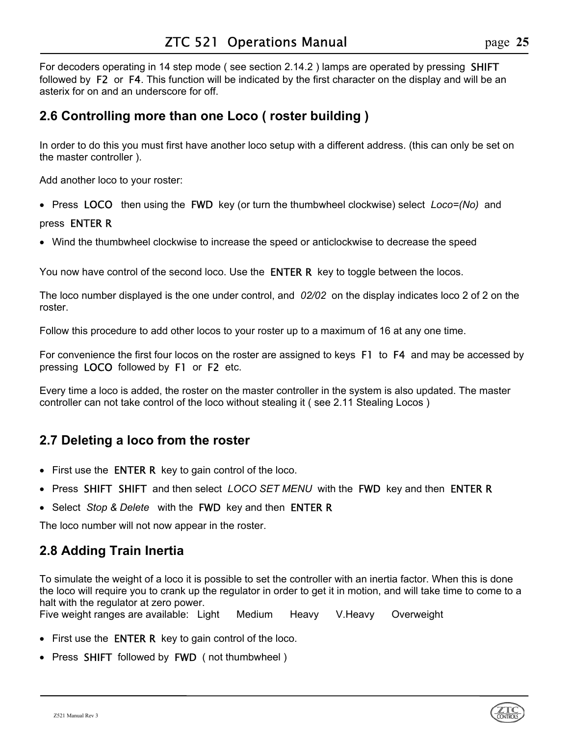For decoders operating in 14 step mode ( see section 2.14.2 ) lamps are operated by pressing SHIFT followed by F2 or F4. This function will be indicated by the first character on the display and will be an asterix for on and an underscore for off.

## 2.6 Controlling more than one Loco ( roster building )

In order to do this you must first have another loco setup with a different address. (this can only be set on the master controller ).

Add another loco to your roster:

- Press LOCO then using the FWD key (or turn the thumbwheel clockwise) select *Loco=(No)* and press ENTER R
- Wind the thumbwheel clockwise to increase the speed or anticlockwise to decrease the speed

You now have control of the second loco. Use the ENTER R key to toggle between the locos.

The loco number displayed is the one under control, and *02/02* on the display indicates loco 2 of 2 on the roster.

Follow this procedure to add other locos to your roster up to a maximum of 16 at any one time.

For convenience the first four locos on the roster are assigned to keys F1 to F4 and may be accessed by pressing LOCO followed by F1 or F2 etc.

Every time a loco is added, the roster on the master controller in the system is also updated. The master controller can not take control of the loco without stealing it ( see 2.11 Stealing Locos )

## 2.7 Deleting a loco from the roster

- First use the ENTER R key to gain control of the loco.
- Press SHIFT SHIFT and then select *LOCO SET MENU* with the FWD key and then ENTER R
- Select *Stop & Delete* with the FWD key and then ENTER R

The loco number will not now appear in the roster.

## 2.8 Adding Train Inertia

To simulate the weight of a loco it is possible to set the controller with an inertia factor. When this is done the loco will require you to crank up the regulator in order to get it in motion, and will take time to come to a halt with the regulator at zero power.
Five weight ranges are available: Light Medium Heavy V.Heavy Overweight

- First use the ENTER R key to gain control of the loco.
- Press SHIFT followed by FWD ( not thumbwheel )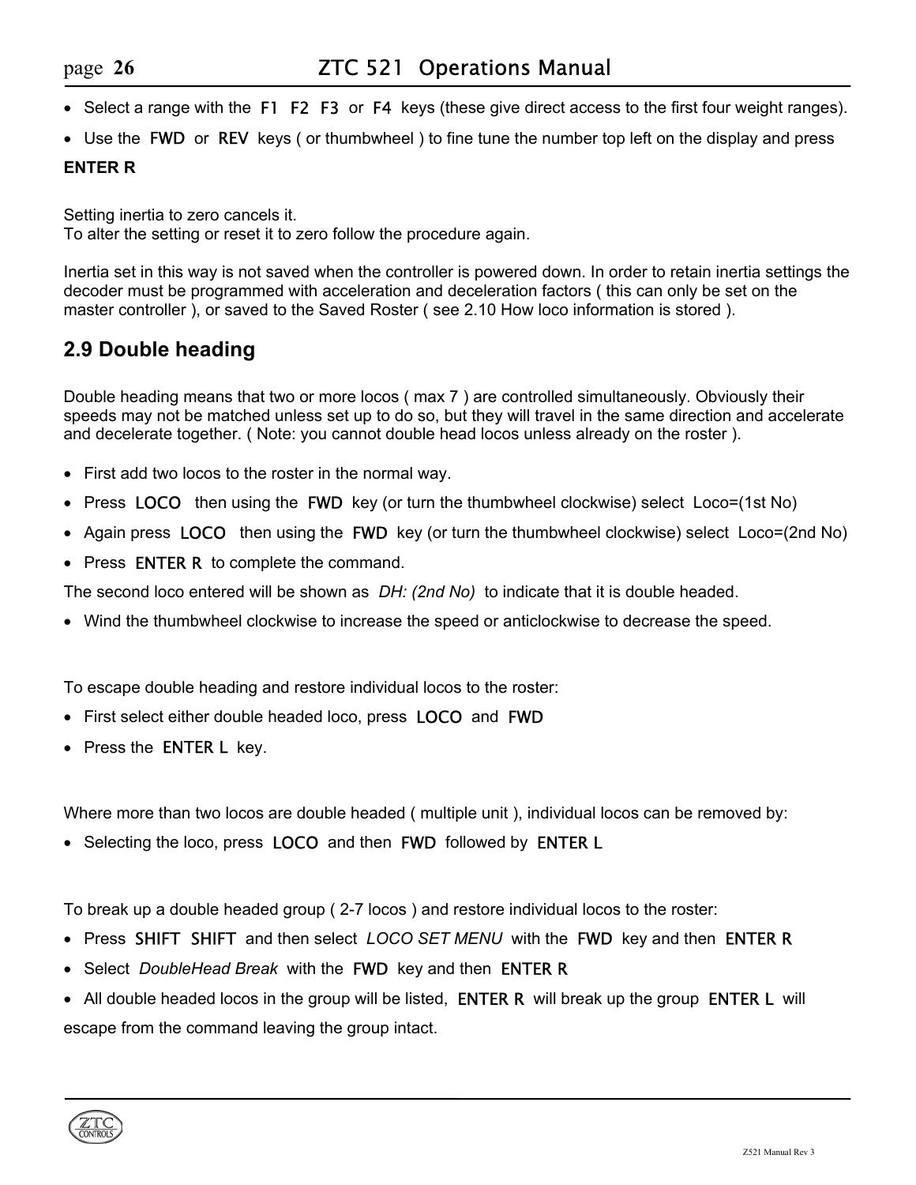- Select a range with the F1 F2 F3 or F4 keys (these give direct access to the first four weight ranges).
- Use the FWD or REV keys ( or thumbwheel ) to fine tune the number top left on the display and press

**ENTER R**

Setting inertia to zero cancels it.
To alter the setting or reset it to zero follow the procedure again.

Inertia set in this way is not saved when the controller is powered down. In order to retain inertia settings the decoder must be programmed with acceleration and deceleration factors ( this can only be set on the master controller ), or saved to the Saved Roster ( see 2.10 How loco information is stored ).

## 2.9 Double heading

Double heading means that two or more locos ( max 7 ) are controlled simultaneously. Obviously their speeds may not be matched unless set up to do so, but they will travel in the same direction and accelerate and decelerate together. ( Note: you cannot double head locos unless already on the roster ).

- First add two locos to the roster in the normal way.
- Press LOCO then using the FWD key (or turn the thumbwheel clockwise) select Loco=(1st No)
- Again press LOCO then using the FWD key (or turn the thumbwheel clockwise) select Loco=(2nd No)
- Press ENTER R to complete the command.

The second loco entered will be shown as *DH: (2nd No)* to indicate that it is double headed.

- Wind the thumbwheel clockwise to increase the speed or anticlockwise to decrease the speed.

To escape double heading and restore individual locos to the roster:

- First select either double headed loco, press LOCO and FWD
- Press the ENTER L key.

Where more than two locos are double headed ( multiple unit ), individual locos can be removed by:

- Selecting the loco, press LOCO and then FWD followed by ENTER L

To break up a double headed group ( 2-7 locos ) and restore individual locos to the roster:

- Press SHIFT SHIFT and then select *LOCO SET MENU* with the FWD key and then ENTER R
- Select *DoubleHead Break* with the FWD key and then ENTER R
- All double headed locos in the group will be listed, ENTER R will break up the group ENTER L will escape from the command leaving the group intact.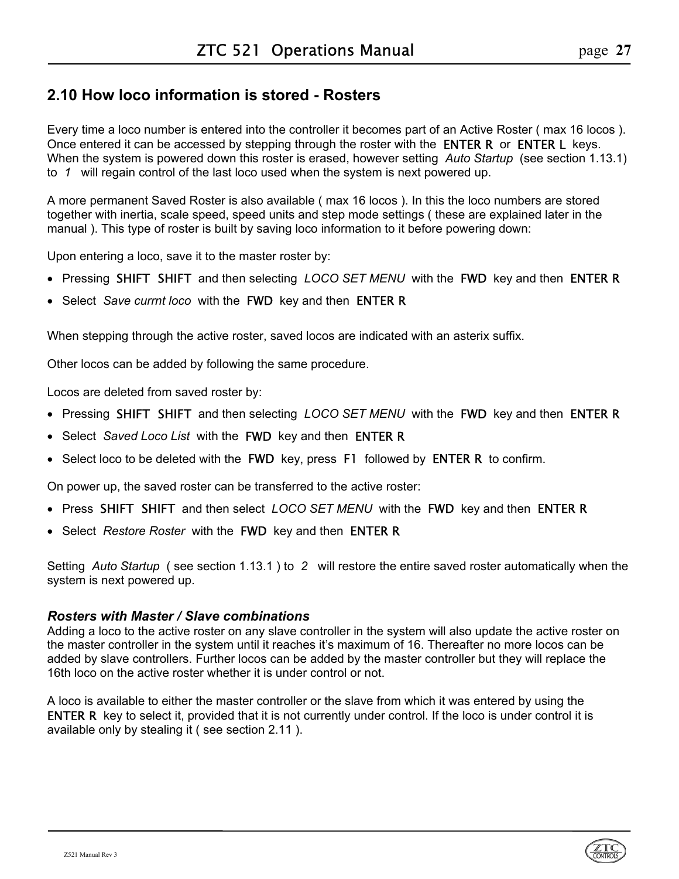## 2.10 How loco information is stored - Rosters

Every time a loco number is entered into the controller it becomes part of an Active Roster ( max 16 locos ). Once entered it can be accessed by stepping through the roster with the ENTER R or ENTER L keys. When the system is powered down this roster is erased, however setting *Auto Startup* (see section 1.13.1) to *1* will regain control of the last loco used when the system is next powered up.

A more permanent Saved Roster is also available ( max 16 locos ). In this the loco numbers are stored together with inertia, scale speed, speed units and step mode settings ( these are explained later in the manual ). This type of roster is built by saving loco information to it before powering down:

Upon entering a loco, save it to the master roster by:

- Pressing SHIFT SHIFT and then selecting *LOCO SET MENU* with the FWD key and then ENTER R
- Select *Save currnt loco* with the FWD key and then ENTER R

When stepping through the active roster, saved locos are indicated with an asterix suffix.

Other locos can be added by following the same procedure.

Locos are deleted from saved roster by:

- Pressing SHIFT SHIFT and then selecting *LOCO SET MENU* with the FWD key and then ENTER R
- Select *Saved Loco List* with the FWD key and then ENTER R
- Select loco to be deleted with the FWD key, press F1 followed by ENTER R to confirm.

On power up, the saved roster can be transferred to the active roster:

- Press SHIFT SHIFT and then select *LOCO SET MENU* with the FWD key and then ENTER R
- Select *Restore Roster* with the FWD key and then ENTER R

Setting *Auto Startup* ( see section 1.13.1 ) to *2* will restore the entire saved roster automatically when the system is next powered up.

### *Rosters with Master / Slave combinations*

Adding a loco to the active roster on any slave controller in the system will also update the active roster on the master controller in the system until it reaches it's maximum of 16. Thereafter no more locos can be added by slave controllers. Further locos can be added by the master controller but they will replace the 16th loco on the active roster whether it is under control or not.

A loco is available to either the master controller or the slave from which it was entered by using the ENTER R key to select it, provided that it is not currently under control. If the loco is under control it is available only by stealing it ( see section 2.11 ).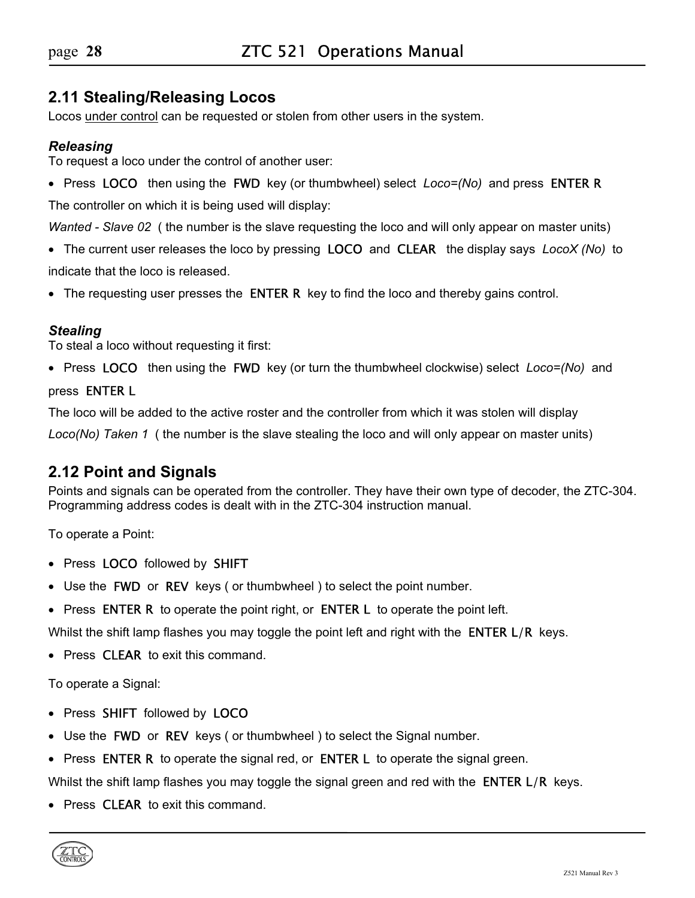## 2.11 Stealing/Releasing Locos

Locos under control can be requested or stolen from other users in the system.

### *Releasing*

To request a loco under the control of another user:

- Press LOCO then using the FWD key (or thumbwheel) select *Loco=(No)* and press ENTER R

The controller on which it is being used will display:

*Wanted - Slave 02* ( the number is the slave requesting the loco and will only appear on master units)

- The current user releases the loco by pressing LOCO and CLEAR the display says *LocoX (No)* to indicate that the loco is released.
- The requesting user presses the ENTER R key to find the loco and thereby gains control.

### *Stealing*

To steal a loco without requesting it first:

- Press LOCO then using the FWD key (or turn the thumbwheel clockwise) select *Loco=(No)* and press ENTER L

The loco will be added to the active roster and the controller from which it was stolen will display

*Loco(No) Taken 1* ( the number is the slave stealing the loco and will only appear on master units)

## 2.12 Point and Signals

Points and signals can be operated from the controller. They have their own type of decoder, the ZTC-304. Programming address codes is dealt with in the ZTC-304 instruction manual.

To operate a Point:

- Press LOCO followed by SHIFT
- Use the FWD or REV keys ( or thumbwheel ) to select the point number.
- Press ENTER R to operate the point right, or ENTER L to operate the point left.

Whilst the shift lamp flashes you may toggle the point left and right with the ENTER L/R keys.

- Press CLEAR to exit this command.

To operate a Signal:

- Press SHIFT followed by LOCO
- Use the FWD or REV keys ( or thumbwheel ) to select the Signal number.
- Press ENTER R to operate the signal red, or ENTER L to operate the signal green.

Whilst the shift lamp flashes you may toggle the signal green and red with the ENTER L/R keys.

- Press CLEAR to exit this command.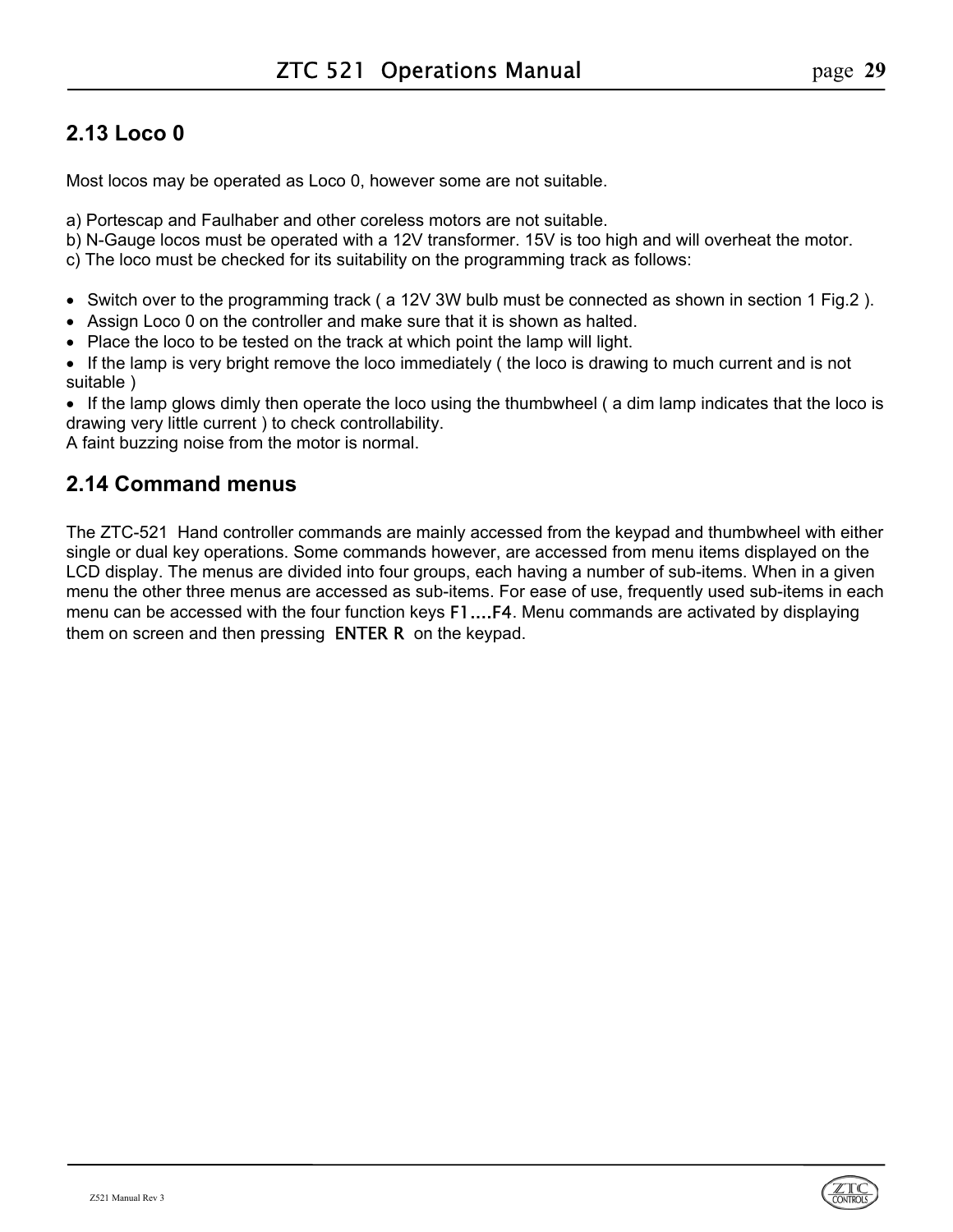## 2.13 Loco 0

Most locos may be operated as Loco 0, however some are not suitable.

a) Portescap and Faulhaber and other coreless motors are not suitable.
b) N-Gauge locos must be operated with a 12V transformer. 15V is too high and will overheat the motor.
c) The loco must be checked for its suitability on the programming track as follows:

- Switch over to the programming track ( a 12V 3W bulb must be connected as shown in section 1 Fig.2 ).
- Assign Loco 0 on the controller and make sure that it is shown as halted.
- Place the loco to be tested on the track at which point the lamp will light.
- If the lamp is very bright remove the loco immediately ( the loco is drawing to much current and is not suitable )
- If the lamp glows dimly then operate the loco using the thumbwheel ( a dim lamp indicates that the loco is drawing very little current ) to check controllability.

A faint buzzing noise from the motor is normal.

## 2.14 Command menus

The ZTC-521 Hand controller commands are mainly accessed from the keypad and thumbwheel with either single or dual key operations. Some commands however, are accessed from menu items displayed on the LCD display. The menus are divided into four groups, each having a number of sub-items. When in a given menu the other three menus are accessed as sub-items. For ease of use, frequently used sub-items in each menu can be accessed with the four function keys F1....F4. Menu commands are activated by displaying them on screen and then pressing ENTER R on the keypad.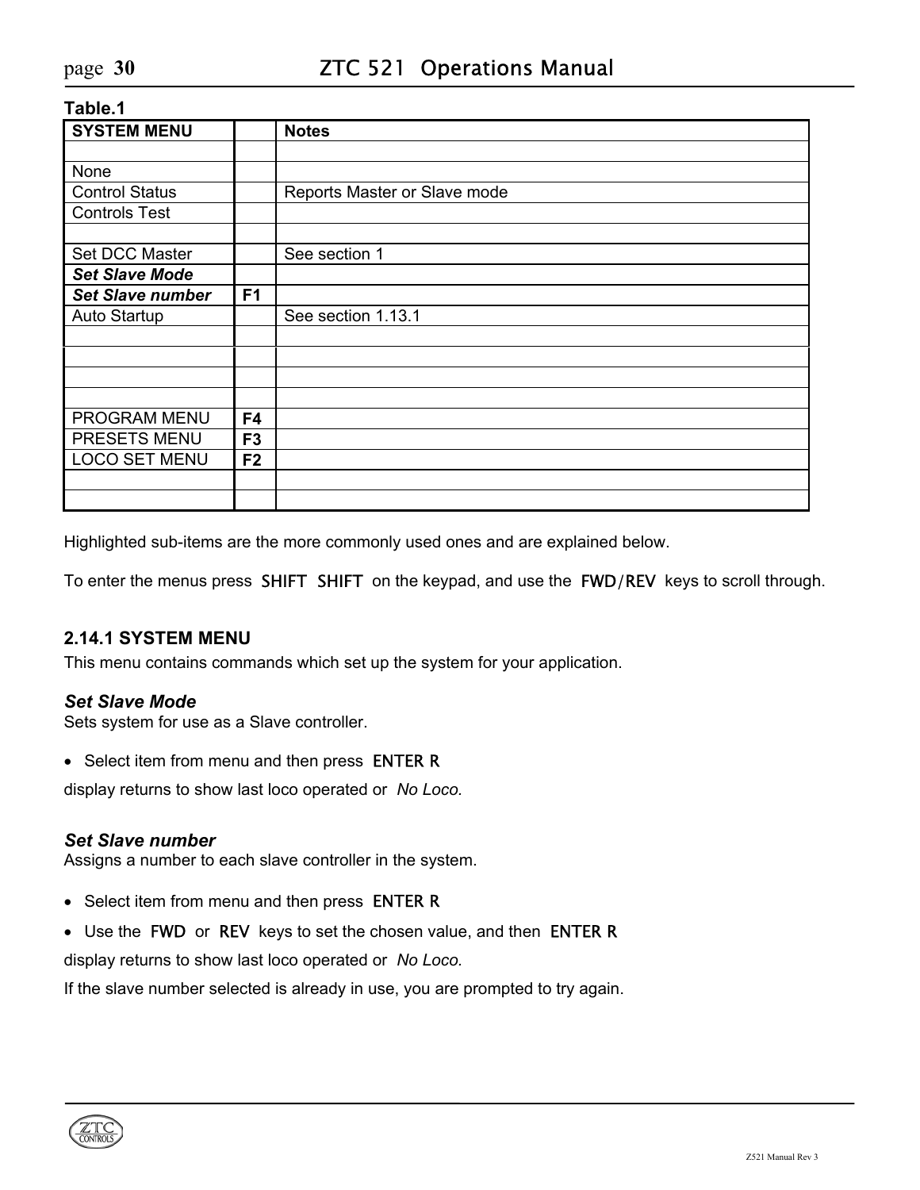**Table.1**

| SYSTEM MENU | | Notes |
|---|---|---|
| | | |
| None | | |
| Control Status | | Reports Master or Slave mode |
| Controls Test | | |
| | | |
| Set DCC Master | | See section 1 |
| ***Set Slave Mode*** | | |
| ***Set Slave number*** | **F1** | |
| Auto Startup | | See section 1.13.1 |
| | | |
| | | |
| | | |
| | | |
| PROGRAM MENU | **F4** | |
| PRESETS MENU | **F3** | |
| LOCO SET MENU | **F2** | |
| | | |
| | | |

Highlighted sub-items are the more commonly used ones and are explained below.

To enter the menus press SHIFT SHIFT on the keypad, and use the FWD/REV keys to scroll through.

### 2.14.1 SYSTEM MENU

This menu contains commands which set up the system for your application.

***Set Slave Mode***

Sets system for use as a Slave controller.

- Select item from menu and then press ENTER R

display returns to show last loco operated or *No Loco.*

***Set Slave number***

Assigns a number to each slave controller in the system.

- Select item from menu and then press ENTER R
- Use the FWD or REV keys to set the chosen value, and then ENTER R

display returns to show last loco operated or *No Loco.*

If the slave number selected is already in use, you are prompted to try again.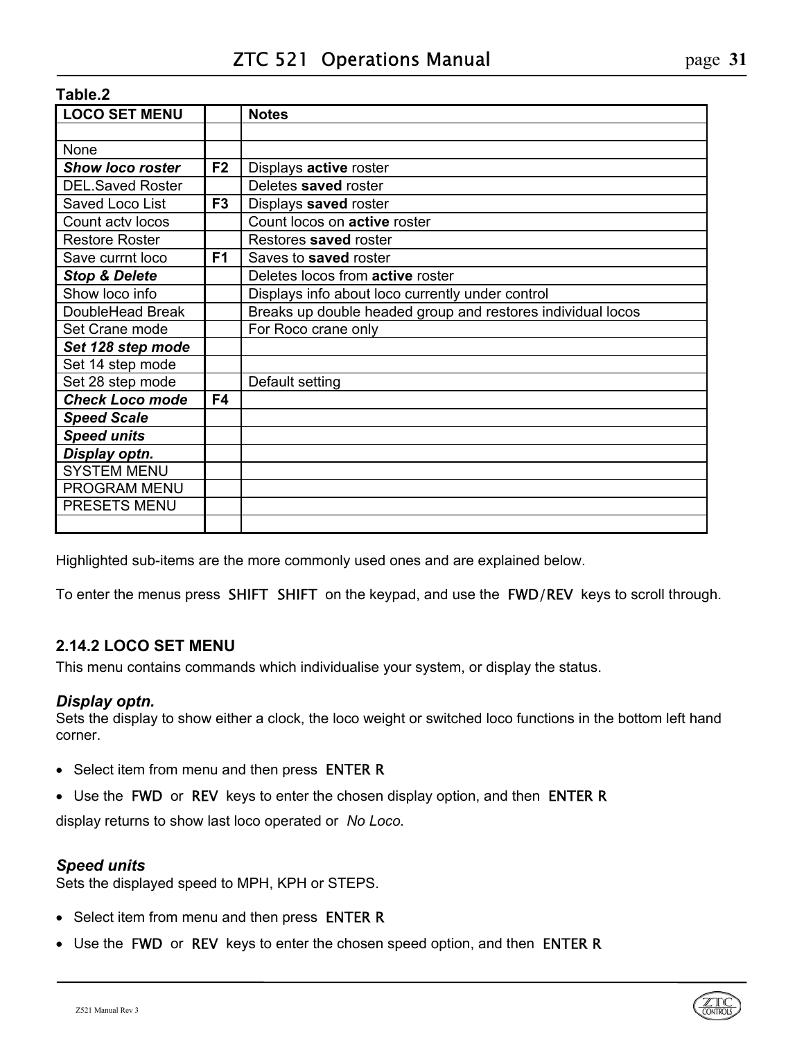**Table.2**

| **LOCO SET MENU** | | **Notes** |
|---|---|---|
| | | |
| None | | |
| ***Show loco roster*** | **F2** | Displays **active** roster |
| DEL.Saved Roster | | Deletes **saved** roster |
| Saved Loco List | **F3** | Displays **saved** roster |
| Count actv locos | | Count locos on **active** roster |
| Restore Roster | | Restores **saved** roster |
| Save currnt loco | **F1** | Saves to **saved** roster |
| ***Stop & Delete*** | | Deletes locos from **active** roster |
| Show loco info | | Displays info about loco currently under control |
| DoubleHead Break | | Breaks up double headed group and restores individual locos |
| Set Crane mode | | For Roco crane only |
| ***Set 128 step mode*** | | |
| Set 14 step mode | | |
| Set 28 step mode | | Default setting |
| ***Check Loco mode*** | **F4** | |
| ***Speed Scale*** | | |
| ***Speed units*** | | |
| ***Display optn.*** | | |
| SYSTEM MENU | | |
| PROGRAM MENU | | |
| PRESETS MENU | | |
| | | |

Highlighted sub-items are the more commonly used ones and are explained below.

To enter the menus press SHIFT SHIFT on the keypad, and use the FWD/REV keys to scroll through.

### 2.14.2 LOCO SET MENU

This menu contains commands which individualise your system, or display the status.

#### *Display optn.*

Sets the display to show either a clock, the loco weight or switched loco functions in the bottom left hand corner.

- Select item from menu and then press ENTER R
- Use the FWD or REV keys to enter the chosen display option, and then ENTER R

display returns to show last loco operated or *No Loco.*

#### *Speed units*

Sets the displayed speed to MPH, KPH or STEPS.

- Select item from menu and then press ENTER R
- Use the FWD or REV keys to enter the chosen speed option, and then ENTER R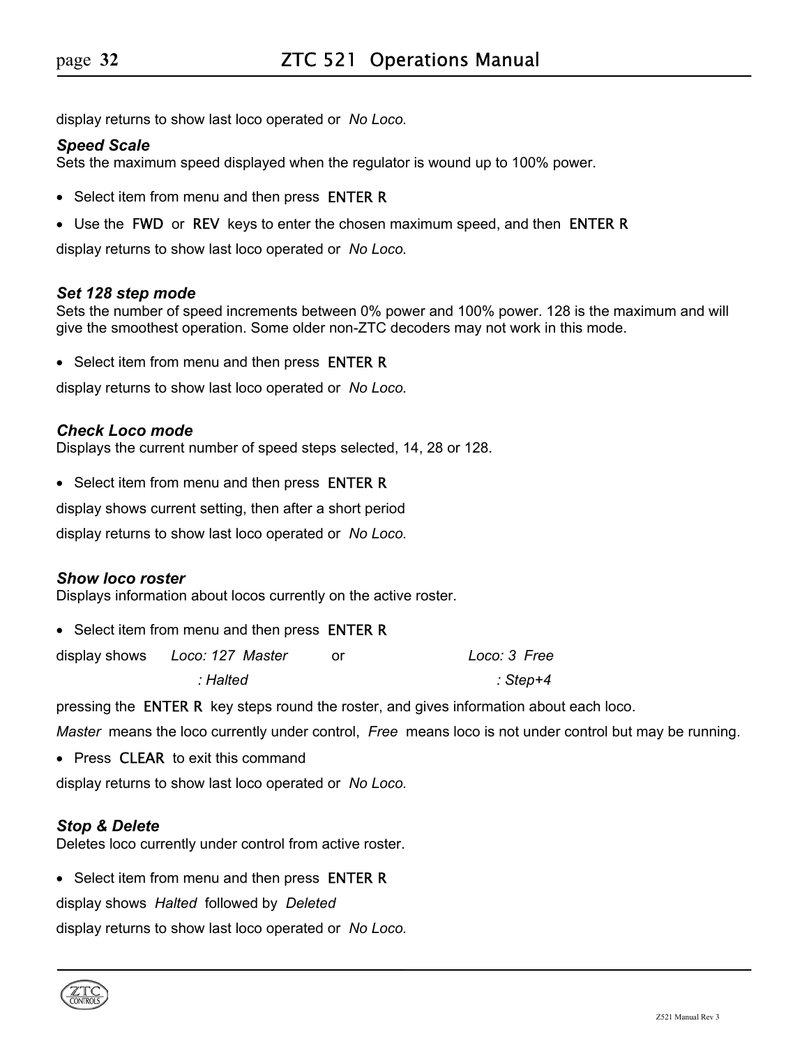display returns to show last loco operated or *No Loco.*

### *Speed Scale*

Sets the maximum speed displayed when the regulator is wound up to 100% power.

- Select item from menu and then press ENTER R
- Use the FWD or REV keys to enter the chosen maximum speed, and then ENTER R

display returns to show last loco operated or *No Loco.*

### *Set 128 step mode*

Sets the number of speed increments between 0% power and 100% power. 128 is the maximum and will give the smoothest operation. Some older non-ZTC decoders may not work in this mode.

- Select item from menu and then press ENTER R

display returns to show last loco operated or *No Loco.*

### *Check Loco mode*

Displays the current number of speed steps selected, 14, 28 or 128.

- Select item from menu and then press ENTER R

display shows current setting, then after a short period

display returns to show last loco operated or *No Loco.*

### *Show loco roster*

Displays information about locos currently on the active roster.

- Select item from menu and then press ENTER R

display shows *Loco: 127 Master* or *Loco: 3 Free*

*: Halted* *: Step+4*

pressing the ENTER R key steps round the roster, and gives information about each loco.

*Master* means the loco currently under control, *Free* means loco is not under control but may be running.

- Press CLEAR to exit this command

display returns to show last loco operated or *No Loco.*

### *Stop & Delete*

Deletes loco currently under control from active roster.

- Select item from menu and then press ENTER R

display shows *Halted* followed by *Deleted*

display returns to show last loco operated or *No Loco.*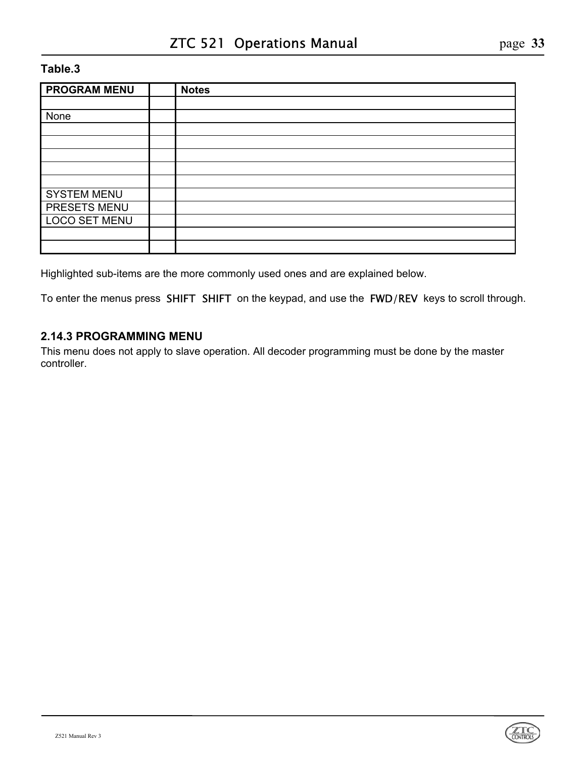**Table.3**

| PROGRAM MENU | | Notes |
|---|---|---|
| | | |
| None | | |
| | | |
| | | |
| | | |
| | | |
| | | |
| SYSTEM MENU | | |
| PRESETS MENU | | |
| LOCO SET MENU | | |
| | | |
| | | |

Highlighted sub-items are the more commonly used ones and are explained below.

To enter the menus press SHIFT SHIFT on the keypad, and use the FWD/REV keys to scroll through.

### 2.14.3 PROGRAMMING MENU

This menu does not apply to slave operation. All decoder programming must be done by the master controller.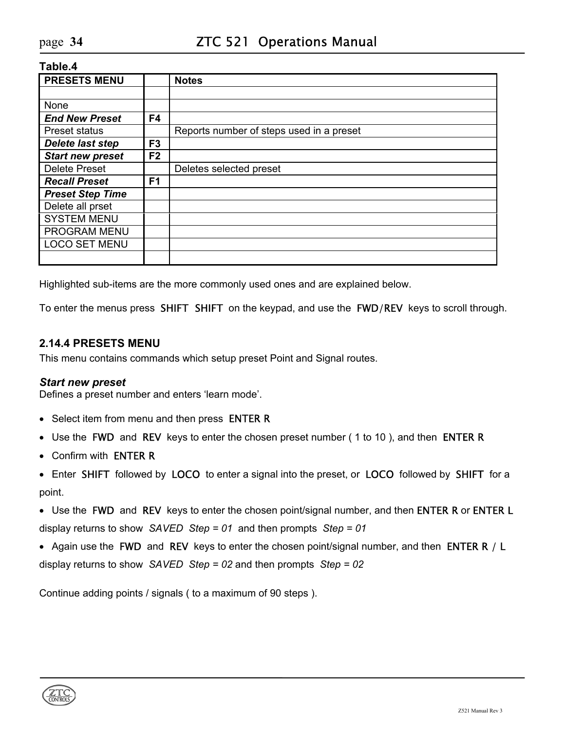**Table.4**

| PRESETS MENU | | Notes |
|---|---|---|
| | | |
| None | | |
| ***End New Preset*** | **F4** | |
| Preset status | | Reports number of steps used in a preset |
| ***Delete last step*** | **F3** | |
| ***Start new preset*** | **F2** | |
| Delete Preset | | Deletes selected preset |
| ***Recall Preset*** | **F1** | |
| ***Preset Step Time*** | | |
| Delete all prset | | |
| SYSTEM MENU | | |
| PROGRAM MENU | | |
| LOCO SET MENU | | |
| | | |

Highlighted sub-items are the more commonly used ones and are explained below.

To enter the menus press SHIFT SHIFT on the keypad, and use the FWD/REV keys to scroll through.

### 2.14.4 PRESETS MENU

This menu contains commands which setup preset Point and Signal routes.

***Start new preset***
Defines a preset number and enters 'learn mode'.

- Select item from menu and then press ENTER R
- Use the FWD and REV keys to enter the chosen preset number ( 1 to 10 ), and then ENTER R
- Confirm with ENTER R
- Enter SHIFT followed by LOCO to enter a signal into the preset, or LOCO followed by SHIFT for a point.
- Use the FWD and REV keys to enter the chosen point/signal number, and then ENTER R or ENTER L display returns to show *SAVED Step = 01* and then prompts *Step = 01*
- Again use the FWD and REV keys to enter the chosen point/signal number, and then ENTER R / L display returns to show *SAVED Step = 02* and then prompts *Step = 02*

Continue adding points / signals ( to a maximum of 90 steps ).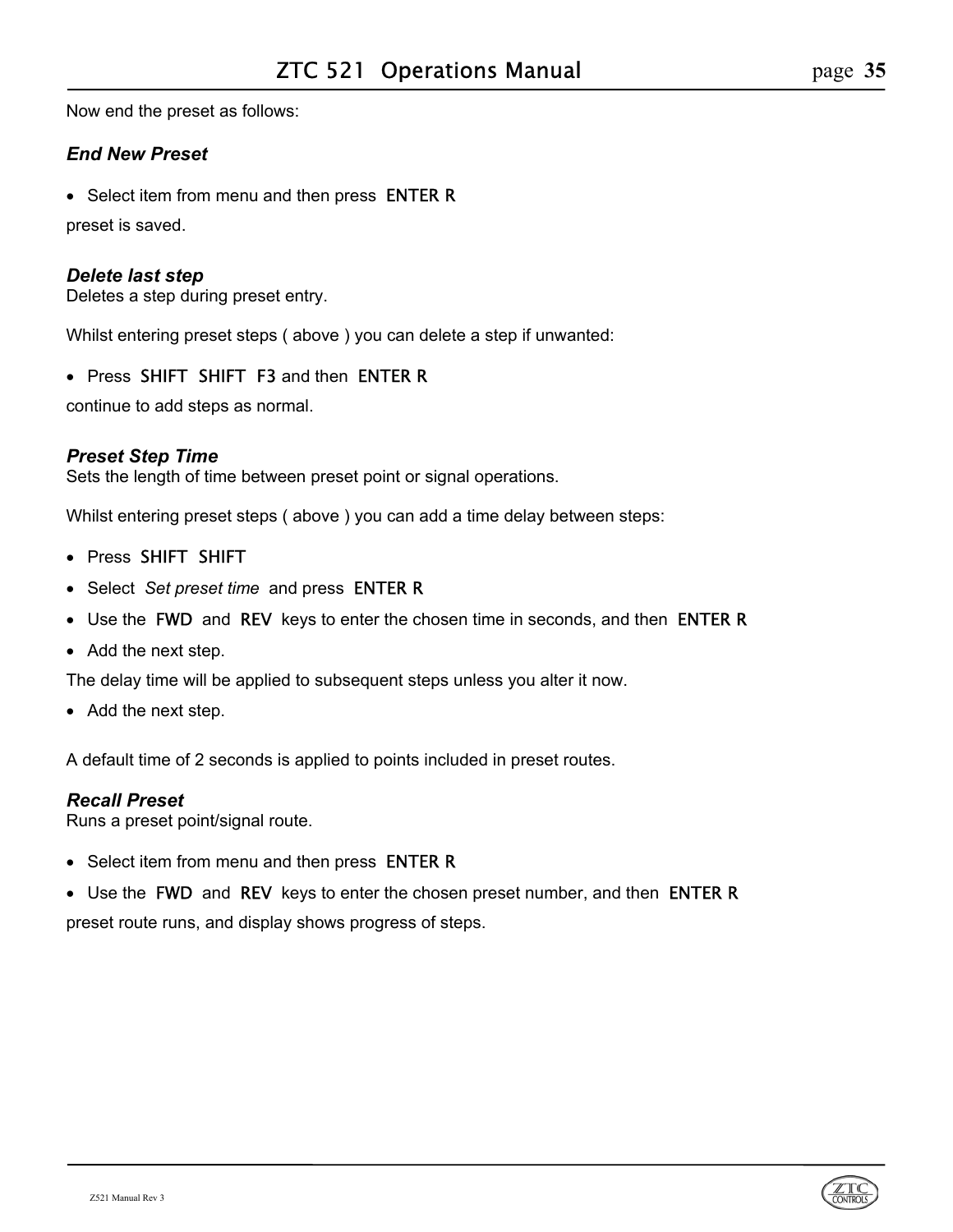Now end the preset as follows:

### *End New Preset*

- Select item from menu and then press ENTER R

preset is saved.

### *Delete last step*

Deletes a step during preset entry.

Whilst entering preset steps ( above ) you can delete a step if unwanted:

- Press SHIFT SHIFT F3 and then ENTER R

continue to add steps as normal.

### *Preset Step Time*

Sets the length of time between preset point or signal operations.

Whilst entering preset steps ( above ) you can add a time delay between steps:

- Press SHIFT SHIFT
- Select *Set preset time* and press ENTER R
- Use the FWD and REV keys to enter the chosen time in seconds, and then ENTER R
- Add the next step.

The delay time will be applied to subsequent steps unless you alter it now.

- Add the next step.

A default time of 2 seconds is applied to points included in preset routes.

### *Recall Preset*

Runs a preset point/signal route.

- Select item from menu and then press ENTER R
- Use the FWD and REV keys to enter the chosen preset number, and then ENTER R

preset route runs, and display shows progress of steps.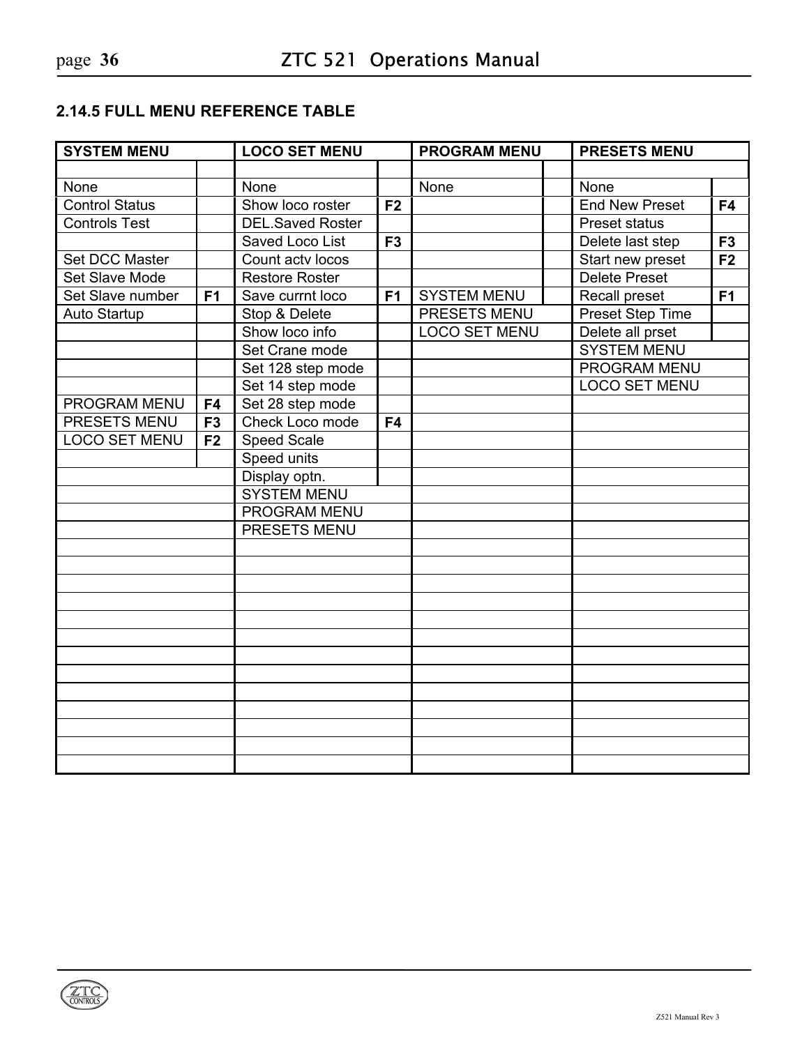### 2.14.5 FULL MENU REFERENCE TABLE

| SYSTEM MENU | | LOCO SET MENU | | PROGRAM MENU | | PRESETS MENU | |
|---|---|---|---|---|---|---|---|
| | | | | | | | |
| None | | None | | None | | None | |
| Control Status | | Show loco roster | **F2** | | | End New Preset | **F4** |
| Controls Test | | DEL.Saved Roster | | | | Preset status | |
| | | Saved Loco List | **F3** | | | Delete last step | **F3** |
| Set DCC Master | | Count actv locos | | | | Start new preset | **F2** |
| Set Slave Mode | | Restore Roster | | | | Delete Preset | |
| Set Slave number | **F1** | Save currnt loco | **F1** | SYSTEM MENU | | Recall preset | **F1** |
| Auto Startup | | Stop & Delete | | PRESETS MENU | | Preset Step Time | |
| | | Show loco info | | LOCO SET MENU | | Delete all prset | |
| | | Set Crane mode | | | | SYSTEM MENU | |
| | | Set 128 step mode | | | | PROGRAM MENU | |
| | | Set 14 step mode | | | | LOCO SET MENU | |
| PROGRAM MENU | **F4** | Set 28 step mode | | | | | |
| PRESETS MENU | **F3** | Check Loco mode | **F4** | | | | |
| LOCO SET MENU | **F2** | Speed Scale | | | | | |
| | | Speed units | | | | | |
| | | Display optn. | | | | | |
| | | SYSTEM MENU | | | | | |
| | | PROGRAM MENU | | | | | |
| | | PRESETS MENU | | | | | |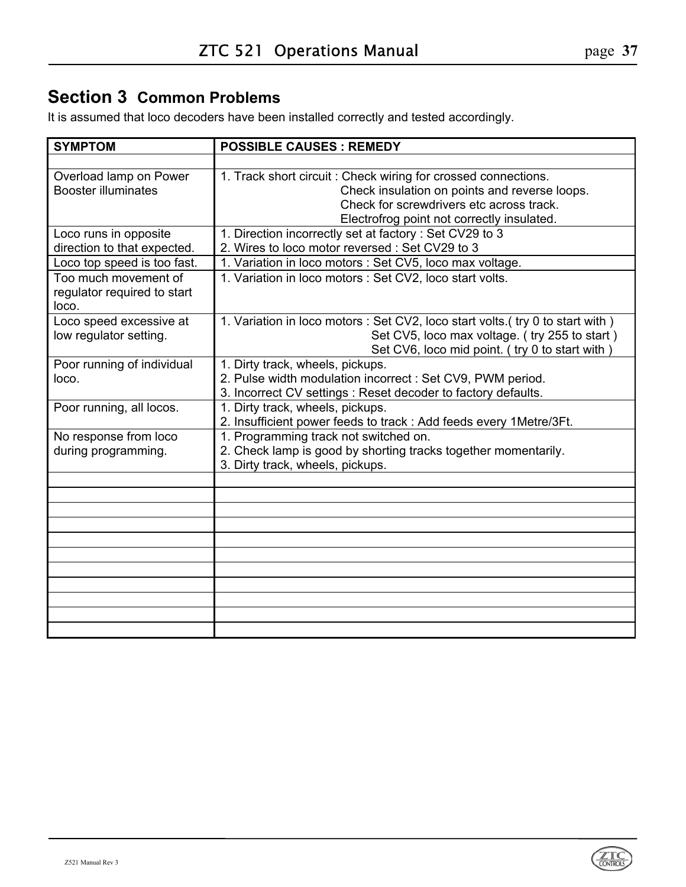## Section 3 Common Problems

It is assumed that loco decoders have been installed correctly and tested accordingly.

| SYMPTOM | POSSIBLE CAUSES : REMEDY |
|---|---|
| | |
| Overload lamp on Power Booster illuminates | 1. Track short circuit : Check wiring for crossed connections.<br>Check insulation on points and reverse loops.<br>Check for screwdrivers etc across track.<br>Electrofrog point not correctly insulated. |
| Loco runs in opposite direction to that expected. | 1. Direction incorrectly set at factory : Set CV29 to 3<br>2. Wires to loco motor reversed : Set CV29 to 3 |
| Loco top speed is too fast. | 1. Variation in loco motors : Set CV5, loco max voltage. |
| Too much movement of regulator required to start loco. | 1. Variation in loco motors : Set CV2, loco start volts. |
| Loco speed excessive at low regulator setting. | 1. Variation in loco motors : Set CV2, loco start volts.( try 0 to start with )<br>Set CV5, loco max voltage. ( try 255 to start )<br>Set CV6, loco mid point. ( try 0 to start with ) |
| Poor running of individual loco. | 1. Dirty track, wheels, pickups.<br>2. Pulse width modulation incorrect : Set CV9, PWM period.<br>3. Incorrect CV settings : Reset decoder to factory defaults. |
| Poor running, all locos. | 1. Dirty track, wheels, pickups.<br>2. Insufficient power feeds to track : Add feeds every 1Metre/3Ft. |
| No response from loco during programming. | 1. Programming track not switched on.<br>2. Check lamp is good by shorting tracks together momentarily.<br>3. Dirty track, wheels, pickups. |
| | |
| | |
| | |
| | |
| | |
| | |
| | |
| | |
| | |
| | |
| | |